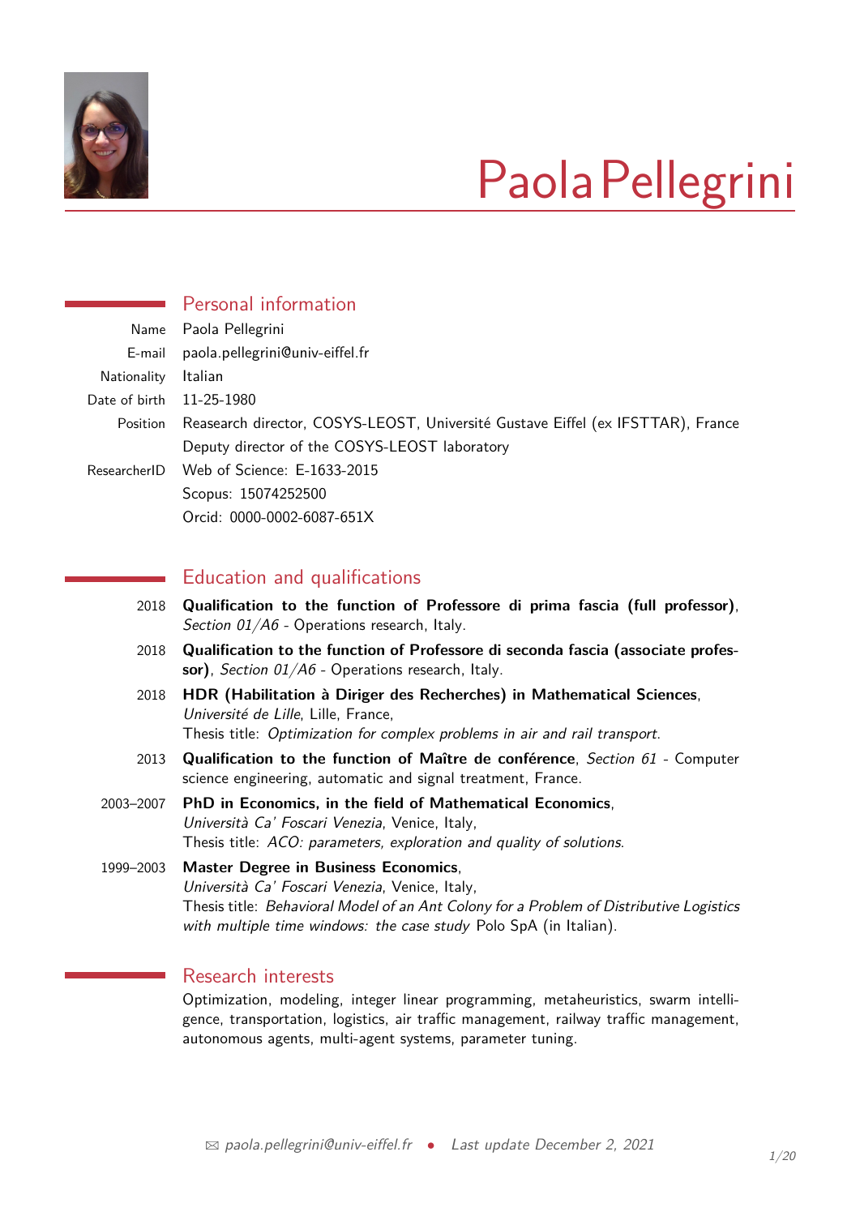# Paola Pellegrini

## Personal information

| | |
|---|---|
| Name | Paola Pellegrini |
| E-mail | paola.pellegrini@univ-eiffel.fr |
| Nationality | Italian |
| Date of birth | 11-25-1980 |
| Position | Reasearch director, COSYS-LEOST, Université Gustave Eiffel (ex IFSTTAR), France |
| | Deputy director of the COSYS-LEOST laboratory |
| ResearcherID | Web of Science: E-1633-2015 |
| | Scopus: 15074252500 |
| | Orcid: 0000-0002-6087-651X |

## Education and qualifications

**2018** — **Qualification to the function of Professore di prima fascia (full professor)**, *Section 01/A6* - Operations research, Italy.

**2018** — **Qualification to the function of Professore di seconda fascia (associate professor)**, *Section 01/A6* - Operations research, Italy.

**2018** — **HDR (Habilitation à Diriger des Recherches) in Mathematical Sciences**, *Université de Lille*, Lille, France,
Thesis title: *Optimization for complex problems in air and rail transport.*

**2013** — **Qualification to the function of Maître de conférence**, *Section 61* - Computer science engineering, automatic and signal treatment, France.

**2003–2007** — **PhD in Economics, in the field of Mathematical Economics**, *Università Ca' Foscari Venezia*, Venice, Italy,
Thesis title: *ACO: parameters, exploration and quality of solutions.*

**1999–2003** — **Master Degree in Business Economics**, *Università Ca' Foscari Venezia*, Venice, Italy,
Thesis title: *Behavioral Model of an Ant Colony for a Problem of Distributive Logistics with multiple time windows: the case study* Polo SpA (in Italian).

## Research interests

Optimization, modeling, integer linear programming, metaheuristics, swarm intelligence, transportation, logistics, air traffic management, railway traffic management, autonomous agents, multi-agent systems, parameter tuning.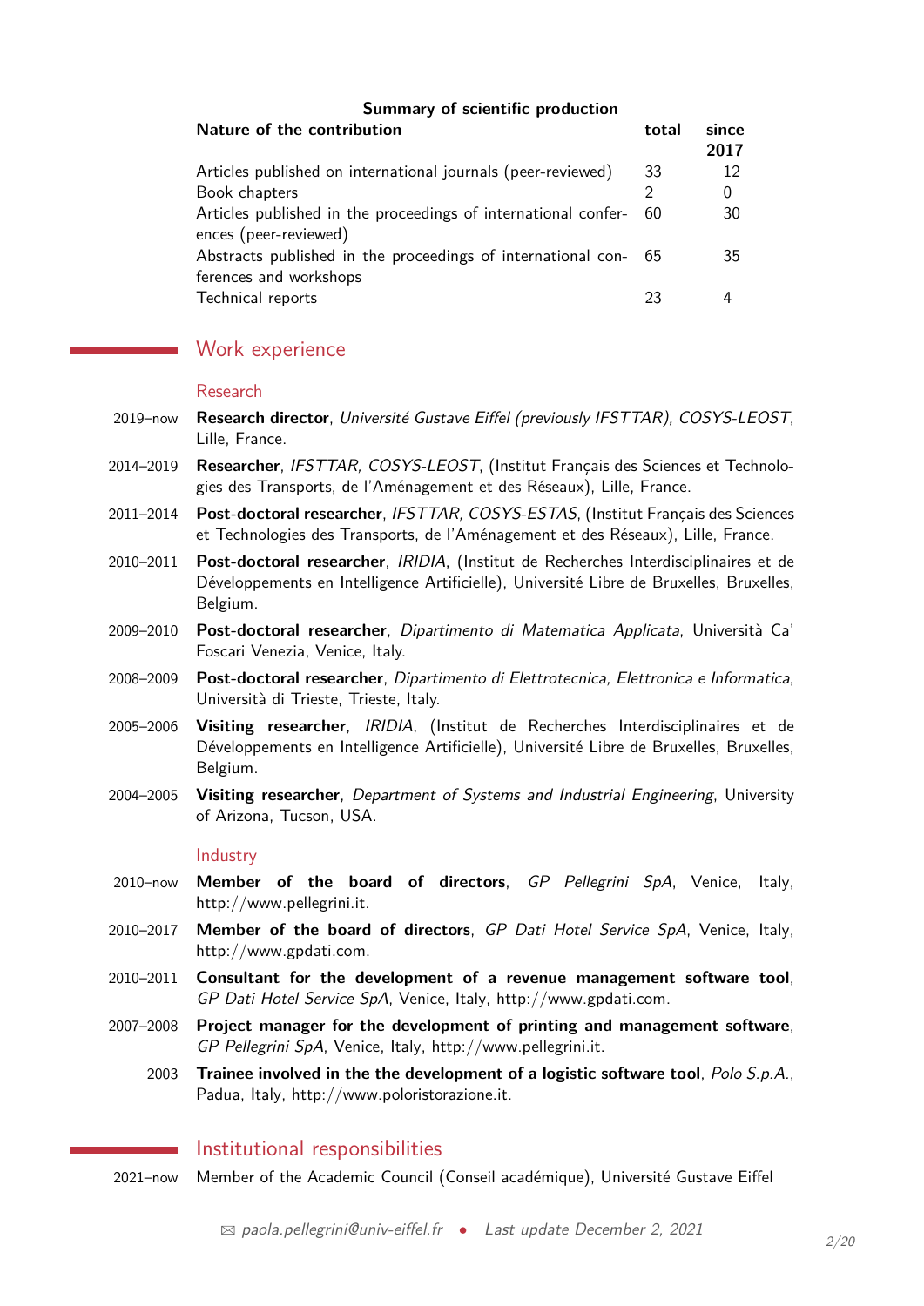**Summary of scientific production**

| Nature of the contribution | total | since 2017 |
| --- | --- | --- |
| Articles published on international journals (peer-reviewed) | 33 | 12 |
| Book chapters | 2 | 0 |
| Articles published in the proceedings of international conferences (peer-reviewed) | 60 | 30 |
| Abstracts published in the proceedings of international conferences and workshops | 65 | 35 |
| Technical reports | 23 | 4 |

## Work experience

### Research

2019–now **Research director**, *Université Gustave Eiffel (previously IFSTTAR), COSYS-LEOST*, Lille, France.

2014–2019 **Researcher**, *IFSTTAR, COSYS-LEOST*, (Institut Français des Sciences et Technologies des Transports, de l'Aménagement et des Réseaux), Lille, France.

2011–2014 **Post-doctoral researcher**, *IFSTTAR, COSYS-ESTAS*, (Institut Français des Sciences et Technologies des Transports, de l'Aménagement et des Réseaux), Lille, France.

2010–2011 **Post-doctoral researcher**, *IRIDIA*, (Institut de Recherches Interdisciplinaires et de Développements en Intelligence Artificielle), Université Libre de Bruxelles, Bruxelles, Belgium.

2009–2010 **Post-doctoral researcher**, *Dipartimento di Matematica Applicata*, Università Ca' Foscari Venezia, Venice, Italy.

2008–2009 **Post-doctoral researcher**, *Dipartimento di Elettrotecnica, Elettronica e Informatica*, Università di Trieste, Trieste, Italy.

2005–2006 **Visiting researcher**, *IRIDIA*, (Institut de Recherches Interdisciplinaires et de Développements en Intelligence Artificielle), Université Libre de Bruxelles, Bruxelles, Belgium.

2004–2005 **Visiting researcher**, *Department of Systems and Industrial Engineering*, University of Arizona, Tucson, USA.

### Industry

2010–now **Member of the board of directors**, *GP Pellegrini SpA*, Venice, Italy, http://www.pellegrini.it.

2010–2017 **Member of the board of directors**, *GP Dati Hotel Service SpA*, Venice, Italy, http://www.gpdati.com.

2010–2011 **Consultant for the development of a revenue management software tool**, *GP Dati Hotel Service SpA*, Venice, Italy, http://www.gpdati.com.

2007–2008 **Project manager for the development of printing and management software**, *GP Pellegrini SpA*, Venice, Italy, http://www.pellegrini.it.

2003 **Trainee involved in the the development of a logistic software tool**, *Polo S.p.A.*, Padua, Italy, http://www.poloristorazione.it.

## Institutional responsibilities

2021–now Member of the Academic Council (Conseil académique), Université Gustave Eiffel

✉ *paola.pellegrini@univ-eiffel.fr* • *Last update December 2, 2021*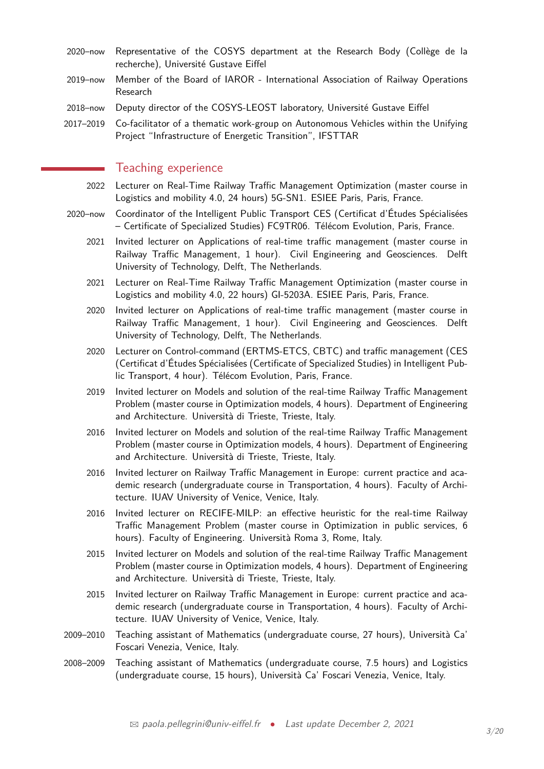- 2020–now Representative of the COSYS department at the Research Body (Collège de la recherche), Université Gustave Eiffel
- 2019–now Member of the Board of IAROR - International Association of Railway Operations Research
- 2018–now Deputy director of the COSYS-LEOST laboratory, Université Gustave Eiffel
- 2017–2019 Co-facilitator of a thematic work-group on Autonomous Vehicles within the Unifying Project "Infrastructure of Energetic Transition", IFSTTAR

## Teaching experience

- 2022 Lecturer on Real-Time Railway Traffic Management Optimization (master course in Logistics and mobility 4.0, 24 hours) 5G-SN1. ESIEE Paris, Paris, France.
- 2020–now Coordinator of the Intelligent Public Transport CES (Certificat d'Études Spécialisées – Certificate of Specialized Studies) FC9TR06. Télécom Evolution, Paris, France.
- 2021 Invited lecturer on Applications of real-time traffic management (master course in Railway Traffic Management, 1 hour). Civil Engineering and Geosciences. Delft University of Technology, Delft, The Netherlands.
- 2021 Lecturer on Real-Time Railway Traffic Management Optimization (master course in Logistics and mobility 4.0, 22 hours) GI-5203A. ESIEE Paris, Paris, France.
- 2020 Invited lecturer on Applications of real-time traffic management (master course in Railway Traffic Management, 1 hour). Civil Engineering and Geosciences. Delft University of Technology, Delft, The Netherlands.
- 2020 Lecturer on Control-command (ERTMS-ETCS, CBTC) and traffic management (CES (Certificat d'Études Spécialisées (Certificate of Specialized Studies) in Intelligent Public Transport, 4 hour). Télécom Evolution, Paris, France.
- 2019 Invited lecturer on Models and solution of the real-time Railway Traffic Management Problem (master course in Optimization models, 4 hours). Department of Engineering and Architecture. Università di Trieste, Trieste, Italy.
- 2016 Invited lecturer on Models and solution of the real-time Railway Traffic Management Problem (master course in Optimization models, 4 hours). Department of Engineering and Architecture. Università di Trieste, Trieste, Italy.
- 2016 Invited lecturer on Railway Traffic Management in Europe: current practice and academic research (undergraduate course in Transportation, 4 hours). Faculty of Architecture. IUAV University of Venice, Venice, Italy.
- 2016 Invited lecturer on RECIFE-MILP: an effective heuristic for the real-time Railway Traffic Management Problem (master course in Optimization in public services, 6 hours). Faculty of Engineering. Università Roma 3, Rome, Italy.
- 2015 Invited lecturer on Models and solution of the real-time Railway Traffic Management Problem (master course in Optimization models, 4 hours). Department of Engineering and Architecture. Università di Trieste, Trieste, Italy.
- 2015 Invited lecturer on Railway Traffic Management in Europe: current practice and academic research (undergraduate course in Transportation, 4 hours). Faculty of Architecture. IUAV University of Venice, Venice, Italy.
- 2009–2010 Teaching assistant of Mathematics (undergraduate course, 27 hours), Università Ca' Foscari Venezia, Venice, Italy.
- 2008–2009 Teaching assistant of Mathematics (undergraduate course, 7.5 hours) and Logistics (undergraduate course, 15 hours), Università Ca' Foscari Venezia, Venice, Italy.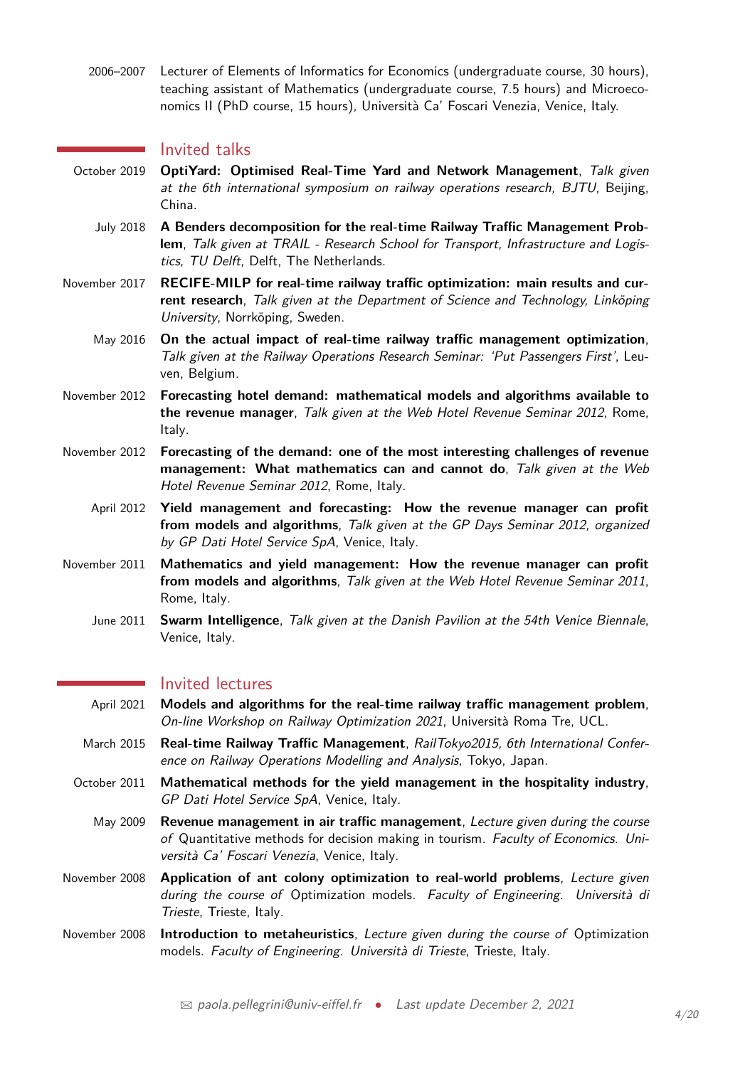2006–2007 Lecturer of Elements of Informatics for Economics (undergraduate course, 30 hours), teaching assistant of Mathematics (undergraduate course, 7.5 hours) and Microeconomics II (PhD course, 15 hours), Università Ca' Foscari Venezia, Venice, Italy.

## Invited talks

October 2019 **OptiYard: Optimised Real-Time Yard and Network Management**, *Talk given at the 6th international symposium on railway operations research, BJTU*, Beijing, China.

July 2018 **A Benders decomposition for the real-time Railway Traffic Management Problem**, *Talk given at TRAIL - Research School for Transport, Infrastructure and Logistics, TU Delft*, Delft, The Netherlands.

November 2017 **RECIFE-MILP for real-time railway traffic optimization: main results and current research**, *Talk given at the Department of Science and Technology, Linköping University*, Norrköping, Sweden.

May 2016 **On the actual impact of real-time railway traffic management optimization**, *Talk given at the Railway Operations Research Seminar: 'Put Passengers First'*, Leuven, Belgium.

November 2012 **Forecasting hotel demand: mathematical models and algorithms available to the revenue manager**, *Talk given at the Web Hotel Revenue Seminar 2012*, Rome, Italy.

November 2012 **Forecasting of the demand: one of the most interesting challenges of revenue management: What mathematics can and cannot do**, *Talk given at the Web Hotel Revenue Seminar 2012*, Rome, Italy.

April 2012 **Yield management and forecasting: How the revenue manager can profit from models and algorithms**, *Talk given at the GP Days Seminar 2012, organized by GP Dati Hotel Service SpA*, Venice, Italy.

November 2011 **Mathematics and yield management: How the revenue manager can profit from models and algorithms**, *Talk given at the Web Hotel Revenue Seminar 2011*, Rome, Italy.

June 2011 **Swarm Intelligence**, *Talk given at the Danish Pavilion at the 54th Venice Biennale*, Venice, Italy.

## Invited lectures

April 2021 **Models and algorithms for the real-time railway traffic management problem**, *On-line Workshop on Railway Optimization 2021*, Università Roma Tre, UCL.

March 2015 **Real-time Railway Traffic Management**, *RailTokyo2015, 6th International Conference on Railway Operations Modelling and Analysis*, Tokyo, Japan.

October 2011 **Mathematical methods for the yield management in the hospitality industry**, *GP Dati Hotel Service SpA*, Venice, Italy.

May 2009 **Revenue management in air traffic management**, *Lecture given during the course of* Quantitative methods for decision making in tourism. *Faculty of Economics. Università Ca' Foscari Venezia*, Venice, Italy.

November 2008 **Application of ant colony optimization to real-world problems**, *Lecture given during the course of* Optimization models. *Faculty of Engineering. Università di Trieste*, Trieste, Italy.

November 2008 **Introduction to metaheuristics**, *Lecture given during the course of* Optimization models. *Faculty of Engineering. Università di Trieste*, Trieste, Italy.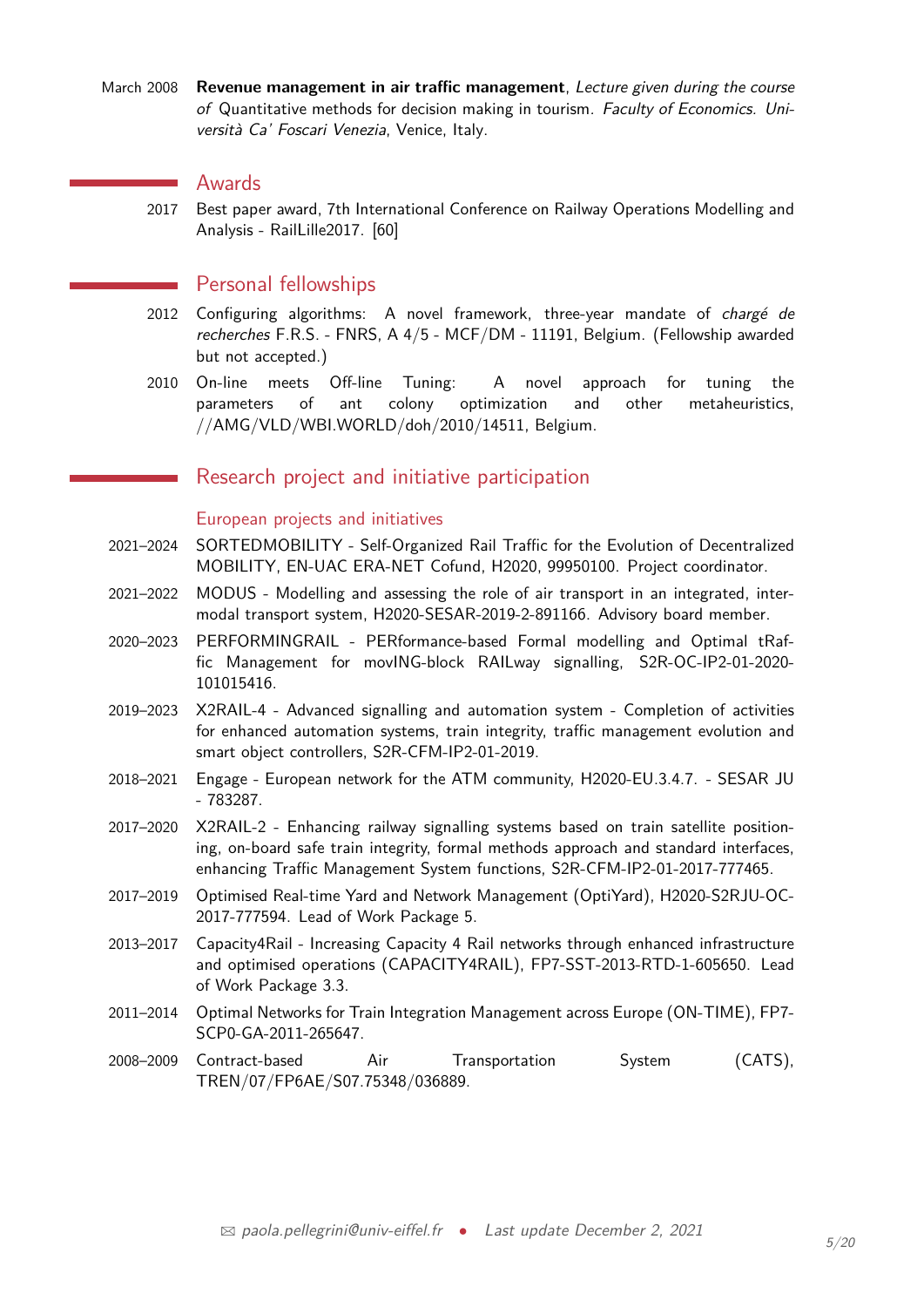March 2008 **Revenue management in air traffic management**, *Lecture given during the course of* Quantitative methods for decision making in tourism. *Faculty of Economics. Università Ca' Foscari Venezia*, Venice, Italy.

## Awards

2017 Best paper award, 7th International Conference on Railway Operations Modelling and Analysis - RailLille2017. [60]

## Personal fellowships

2012 Configuring algorithms: A novel framework, three-year mandate of *chargé de recherches* F.R.S. - FNRS, A 4/5 - MCF/DM - 11191, Belgium. (Fellowship awarded but not accepted.)

2010 On-line meets Off-line Tuning: A novel approach for tuning the parameters of ant colony optimization and other metaheuristics, //AMG/VLD/WBI.WORLD/doh/2010/14511, Belgium.

## Research project and initiative participation

### European projects and initiatives

2021–2024 SORTEDMOBILITY - Self-Organized Rail Traffic for the Evolution of Decentralized MOBILITY, EN-UAC ERA-NET Cofund, H2020, 99950100. Project coordinator.

2021–2022 MODUS - Modelling and assessing the role of air transport in an integrated, intermodal transport system, H2020-SESAR-2019-2-891166. Advisory board member.

2020–2023 PERFORMINGRAIL - PERformance-based Formal modelling and Optimal tRaffic Management for movING-block RAILway signalling, S2R-OC-IP2-01-2020-101015416.

2019–2023 X2RAIL-4 - Advanced signalling and automation system - Completion of activities for enhanced automation systems, train integrity, traffic management evolution and smart object controllers, S2R-CFM-IP2-01-2019.

2018–2021 Engage - European network for the ATM community, H2020-EU.3.4.7. - SESAR JU - 783287.

2017–2020 X2RAIL-2 - Enhancing railway signalling systems based on train satellite positioning, on-board safe train integrity, formal methods approach and standard interfaces, enhancing Traffic Management System functions, S2R-CFM-IP2-01-2017-777465.

2017–2019 Optimised Real-time Yard and Network Management (OptiYard), H2020-S2RJU-OC-2017-777594. Lead of Work Package 5.

2013–2017 Capacity4Rail - Increasing Capacity 4 Rail networks through enhanced infrastructure and optimised operations (CAPACITY4RAIL), FP7-SST-2013-RTD-1-605650. Lead of Work Package 3.3.

2011–2014 Optimal Networks for Train Integration Management across Europe (ON-TIME), FP7-SCP0-GA-2011-265647.

2008–2009 Contract-based Air Transportation System (CATS), TREN/07/FP6AE/S07.75348/036889.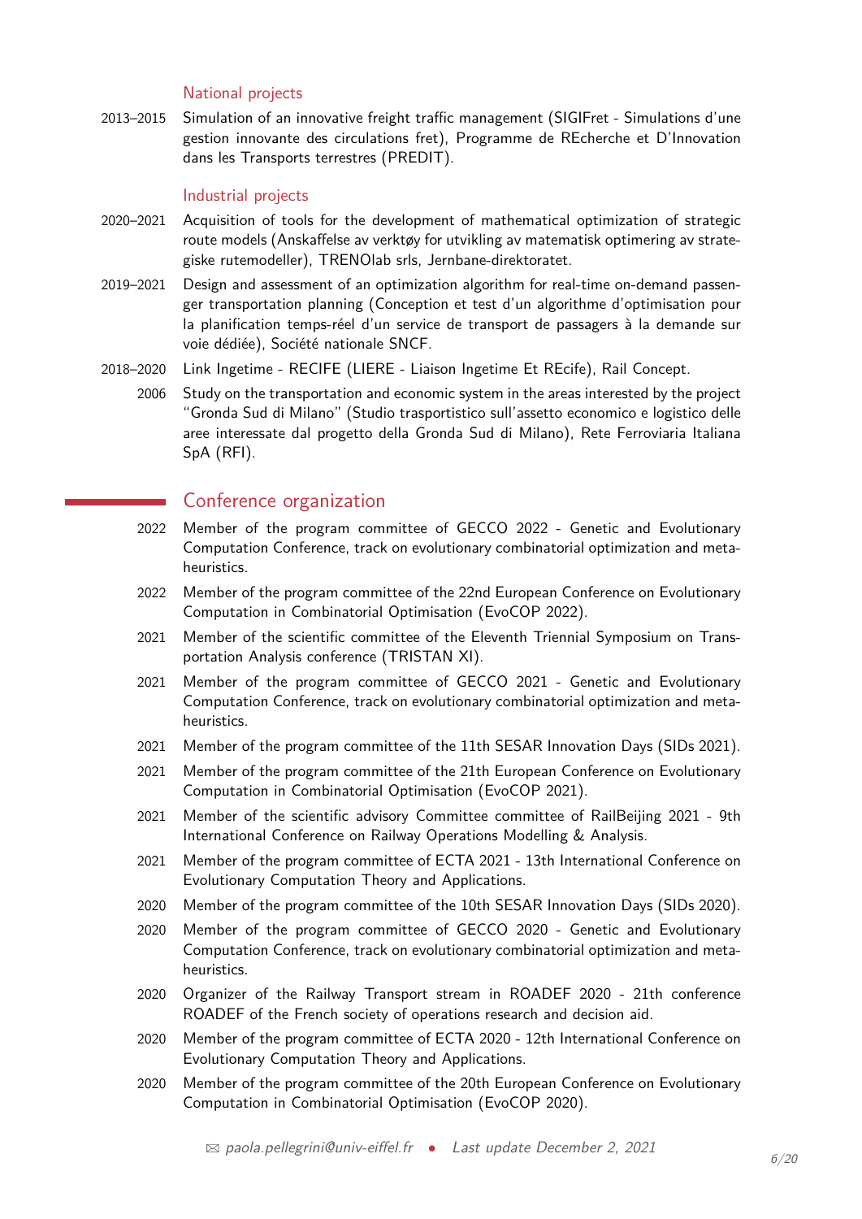### National projects

2013–2015 Simulation of an innovative freight traffic management (SIGIFret - Simulations d'une gestion innovante des circulations fret), Programme de REcherche et D'Innovation dans les Transports terrestres (PREDIT).

### Industrial projects

2020–2021 Acquisition of tools for the development of mathematical optimization of strategic route models (Anskaffelse av verktøy for utvikling av matematisk optimering av strategiske rutemodeller), TRENOlab srls, Jernbane-direktoratet.

2019–2021 Design and assessment of an optimization algorithm for real-time on-demand passenger transportation planning (Conception et test d'un algorithme d'optimisation pour la planification temps-réel d'un service de transport de passagers à la demande sur voie dédiée), Société nationale SNCF.

2018–2020 Link Ingetime - RECIFE (LIERE - Liaison Ingetime Et REcife), Rail Concept.

2006 Study on the transportation and economic system in the areas interested by the project "Gronda Sud di Milano" (Studio trasportistico sull'assetto economico e logistico delle aree interessate dal progetto della Gronda Sud di Milano), Rete Ferroviaria Italiana SpA (RFI).

## Conference organization

2022 Member of the program committee of GECCO 2022 - Genetic and Evolutionary Computation Conference, track on evolutionary combinatorial optimization and metaheuristics.

2022 Member of the program committee of the 22nd European Conference on Evolutionary Computation in Combinatorial Optimisation (EvoCOP 2022).

2021 Member of the scientific committee of the Eleventh Triennial Symposium on Transportation Analysis conference (TRISTAN XI).

2021 Member of the program committee of GECCO 2021 - Genetic and Evolutionary Computation Conference, track on evolutionary combinatorial optimization and metaheuristics.

2021 Member of the program committee of the 11th SESAR Innovation Days (SIDs 2021).

2021 Member of the program committee of the 21th European Conference on Evolutionary Computation in Combinatorial Optimisation (EvoCOP 2021).

2021 Member of the scientific advisory Committee committee of RailBeijing 2021 - 9th International Conference on Railway Operations Modelling & Analysis.

2021 Member of the program committee of ECTA 2021 - 13th International Conference on Evolutionary Computation Theory and Applications.

2020 Member of the program committee of the 10th SESAR Innovation Days (SIDs 2020).

2020 Member of the program committee of GECCO 2020 - Genetic and Evolutionary Computation Conference, track on evolutionary combinatorial optimization and metaheuristics.

2020 Organizer of the Railway Transport stream in ROADEF 2020 - 21th conference ROADEF of the French society of operations research and decision aid.

2020 Member of the program committee of ECTA 2020 - 12th International Conference on Evolutionary Computation Theory and Applications.

2020 Member of the program committee of the 20th European Conference on Evolutionary Computation in Combinatorial Optimisation (EvoCOP 2020).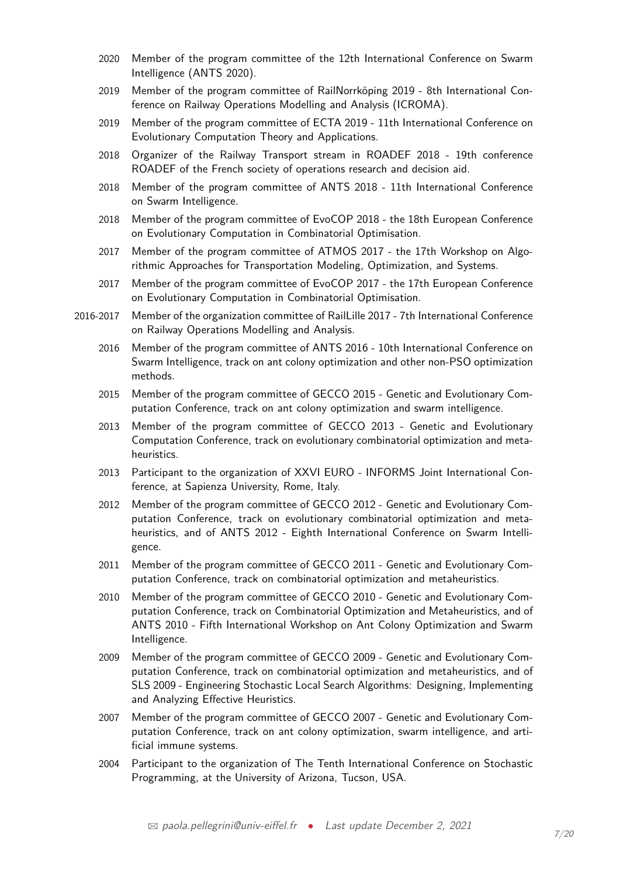- 2020 Member of the program committee of the 12th International Conference on Swarm Intelligence (ANTS 2020).
- 2019 Member of the program committee of RailNorrköping 2019 - 8th International Conference on Railway Operations Modelling and Analysis (ICROMA).
- 2019 Member of the program committee of ECTA 2019 - 11th International Conference on Evolutionary Computation Theory and Applications.
- 2018 Organizer of the Railway Transport stream in ROADEF 2018 - 19th conference ROADEF of the French society of operations research and decision aid.
- 2018 Member of the program committee of ANTS 2018 - 11th International Conference on Swarm Intelligence.
- 2018 Member of the program committee of EvoCOP 2018 - the 18th European Conference on Evolutionary Computation in Combinatorial Optimisation.
- 2017 Member of the program committee of ATMOS 2017 - the 17th Workshop on Algorithmic Approaches for Transportation Modeling, Optimization, and Systems.
- 2017 Member of the program committee of EvoCOP 2017 - the 17th European Conference on Evolutionary Computation in Combinatorial Optimisation.
- 2016-2017 Member of the organization committee of RailLille 2017 - 7th International Conference on Railway Operations Modelling and Analysis.
- 2016 Member of the program committee of ANTS 2016 - 10th International Conference on Swarm Intelligence, track on ant colony optimization and other non-PSO optimization methods.
- 2015 Member of the program committee of GECCO 2015 - Genetic and Evolutionary Computation Conference, track on ant colony optimization and swarm intelligence.
- 2013 Member of the program committee of GECCO 2013 - Genetic and Evolutionary Computation Conference, track on evolutionary combinatorial optimization and metaheuristics.
- 2013 Participant to the organization of XXVI EURO - INFORMS Joint International Conference, at Sapienza University, Rome, Italy.
- 2012 Member of the program committee of GECCO 2012 - Genetic and Evolutionary Computation Conference, track on evolutionary combinatorial optimization and metaheuristics, and of ANTS 2012 - Eighth International Conference on Swarm Intelligence.
- 2011 Member of the program committee of GECCO 2011 - Genetic and Evolutionary Computation Conference, track on combinatorial optimization and metaheuristics.
- 2010 Member of the program committee of GECCO 2010 - Genetic and Evolutionary Computation Conference, track on Combinatorial Optimization and Metaheuristics, and of ANTS 2010 - Fifth International Workshop on Ant Colony Optimization and Swarm Intelligence.
- 2009 Member of the program committee of GECCO 2009 - Genetic and Evolutionary Computation Conference, track on combinatorial optimization and metaheuristics, and of SLS 2009 - Engineering Stochastic Local Search Algorithms: Designing, Implementing and Analyzing Effective Heuristics.
- 2007 Member of the program committee of GECCO 2007 - Genetic and Evolutionary Computation Conference, track on ant colony optimization, swarm intelligence, and artificial immune systems.
- 2004 Participant to the organization of The Tenth International Conference on Stochastic Programming, at the University of Arizona, Tucson, USA.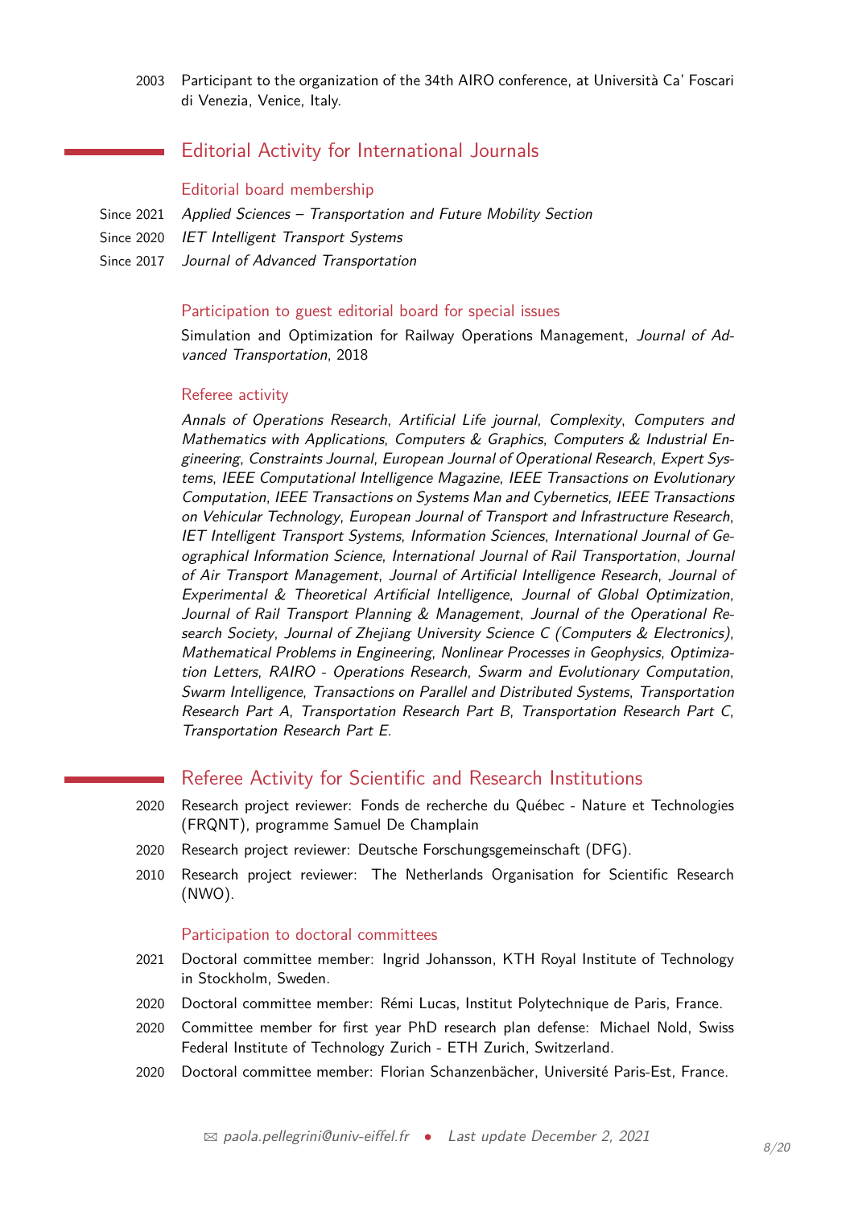2003 Participant to the organization of the 34th AIRO conference, at Università Ca' Foscari di Venezia, Venice, Italy.

## Editorial Activity for International Journals

### Editorial board membership

Since 2021 *Applied Sciences – Transportation and Future Mobility Section*

Since 2020 *IET Intelligent Transport Systems*

Since 2017 *Journal of Advanced Transportation*

### Participation to guest editorial board for special issues

Simulation and Optimization for Railway Operations Management, *Journal of Advanced Transportation*, 2018

### Referee activity

*Annals of Operations Research*, *Artificial Life journal*, *Complexity*, *Computers and Mathematics with Applications*, *Computers & Graphics*, *Computers & Industrial Engineering*, *Constraints Journal*, *European Journal of Operational Research*, *Expert Systems*, *IEEE Computational Intelligence Magazine*, *IEEE Transactions on Evolutionary Computation*, *IEEE Transactions on Systems Man and Cybernetics*, *IEEE Transactions on Vehicular Technology*, *European Journal of Transport and Infrastructure Research*, *IET Intelligent Transport Systems*, *Information Sciences*, *International Journal of Geographical Information Science*, *International Journal of Rail Transportation*, *Journal of Air Transport Management*, *Journal of Artificial Intelligence Research*, *Journal of Experimental & Theoretical Artificial Intelligence*, *Journal of Global Optimization*, *Journal of Rail Transport Planning & Management*, *Journal of the Operational Research Society*, *Journal of Zhejiang University Science C (Computers & Electronics)*, *Mathematical Problems in Engineering*, *Nonlinear Processes in Geophysics*, *Optimization Letters*, *RAIRO - Operations Research*, *Swarm and Evolutionary Computation*, *Swarm Intelligence*, *Transactions on Parallel and Distributed Systems*, *Transportation Research Part A*, *Transportation Research Part B*, *Transportation Research Part C*, *Transportation Research Part E*.

## Referee Activity for Scientific and Research Institutions

2020 Research project reviewer: Fonds de recherche du Québec - Nature et Technologies (FRQNT), programme Samuel De Champlain

2020 Research project reviewer: Deutsche Forschungsgemeinschaft (DFG).

2010 Research project reviewer: The Netherlands Organisation for Scientific Research (NWO).

### Participation to doctoral committees

2021 Doctoral committee member: Ingrid Johansson, KTH Royal Institute of Technology in Stockholm, Sweden.

2020 Doctoral committee member: Rémi Lucas, Institut Polytechnique de Paris, France.

2020 Committee member for first year PhD research plan defense: Michael Nold, Swiss Federal Institute of Technology Zurich - ETH Zurich, Switzerland.

2020 Doctoral committee member: Florian Schanzenbächer, Université Paris-Est, France.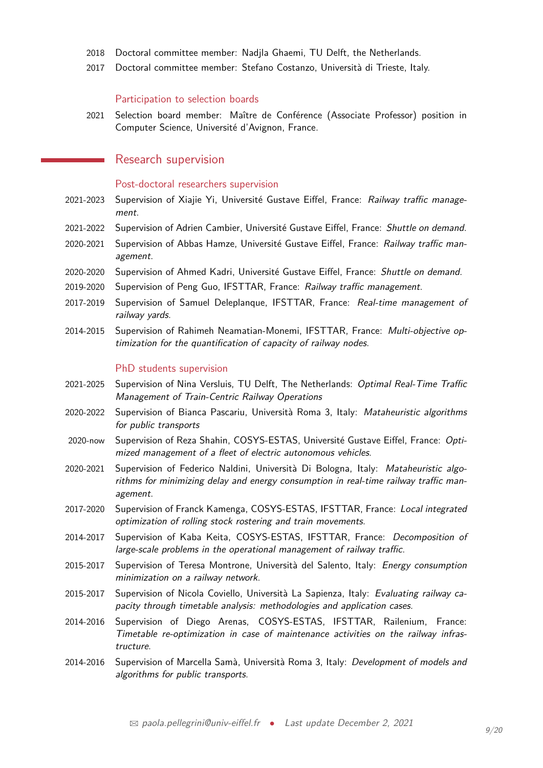2018 Doctoral committee member: Nadjla Ghaemi, TU Delft, the Netherlands.

2017 Doctoral committee member: Stefano Costanzo, Università di Trieste, Italy.

### Participation to selection boards

2021 Selection board member: Maître de Conférence (Associate Professor) position in Computer Science, Université d'Avignon, France.

## Research supervision

### Post-doctoral researchers supervision

2021-2023 Supervision of Xiajie Yi, Université Gustave Eiffel, France: *Railway traffic management*.

2021-2022 Supervision of Adrien Cambier, Université Gustave Eiffel, France: *Shuttle on demand*.

2020-2021 Supervision of Abbas Hamze, Université Gustave Eiffel, France: *Railway traffic management*.

2020-2020 Supervision of Ahmed Kadri, Université Gustave Eiffel, France: *Shuttle on demand*.

2019-2020 Supervision of Peng Guo, IFSTTAR, France: *Railway traffic management*.

2017-2019 Supervision of Samuel Deleplanque, IFSTTAR, France: *Real-time management of railway yards*.

2014-2015 Supervision of Rahimeh Neamatian-Monemi, IFSTTAR, France: *Multi-objective optimization for the quantification of capacity of railway nodes*.

### PhD students supervision

2021-2025 Supervision of Nina Versluis, TU Delft, The Netherlands: *Optimal Real-Time Traffic Management of Train-Centric Railway Operations*

2020-2022 Supervision of Bianca Pascariu, Università Roma 3, Italy: *Mataheuristic algorithms for public transports*

2020-now Supervision of Reza Shahin, COSYS-ESTAS, Université Gustave Eiffel, France: *Optimized management of a fleet of electric autonomous vehicles*.

2020-2021 Supervision of Federico Naldini, Università Di Bologna, Italy: *Mataheuristic algorithms for minimizing delay and energy consumption in real-time railway traffic management*.

2017-2020 Supervision of Franck Kamenga, COSYS-ESTAS, IFSTTAR, France: *Local integrated optimization of rolling stock rostering and train movements*.

2014-2017 Supervision of Kaba Keita, COSYS-ESTAS, IFSTTAR, France: *Decomposition of large-scale problems in the operational management of railway traffic*.

2015-2017 Supervision of Teresa Montrone, Università del Salento, Italy: *Energy consumption minimization on a railway network*.

2015-2017 Supervision of Nicola Coviello, Università La Sapienza, Italy: *Evaluating railway capacity through timetable analysis: methodologies and application cases*.

2014-2016 Supervision of Diego Arenas, COSYS-ESTAS, IFSTTAR, Railenium, France: *Timetable re-optimization in case of maintenance activities on the railway infrastructure*.

2014-2016 Supervision of Marcella Samà, Università Roma 3, Italy: *Development of models and algorithms for public transports*.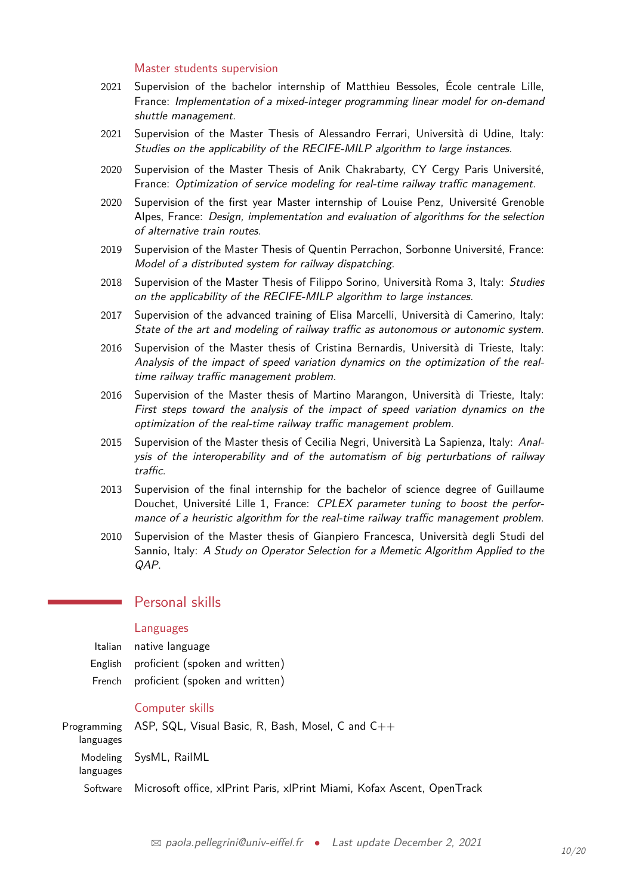### Master students supervision

- **2021** Supervision of the bachelor internship of Matthieu Bessoles, École centrale Lille, France: *Implementation of a mixed-integer programming linear model for on-demand shuttle management*.
- **2021** Supervision of the Master Thesis of Alessandro Ferrari, Università di Udine, Italy: *Studies on the applicability of the RECIFE-MILP algorithm to large instances*.
- **2020** Supervision of the Master Thesis of Anik Chakrabarty, CY Cergy Paris Université, France: *Optimization of service modeling for real-time railway traffic management*.
- **2020** Supervision of the first year Master internship of Louise Penz, Université Grenoble Alpes, France: *Design, implementation and evaluation of algorithms for the selection of alternative train routes*.
- **2019** Supervision of the Master Thesis of Quentin Perrachon, Sorbonne Université, France: *Model of a distributed system for railway dispatching*.
- **2018** Supervision of the Master Thesis of Filippo Sorino, Università Roma 3, Italy: *Studies on the applicability of the RECIFE-MILP algorithm to large instances*.
- **2017** Supervision of the advanced training of Elisa Marcelli, Università di Camerino, Italy: *State of the art and modeling of railway traffic as autonomous or autonomic system*.
- **2016** Supervision of the Master thesis of Cristina Bernardis, Università di Trieste, Italy: *Analysis of the impact of speed variation dynamics on the optimization of the real-time railway traffic management problem*.
- **2016** Supervision of the Master thesis of Martino Marangon, Università di Trieste, Italy: *First steps toward the analysis of the impact of speed variation dynamics on the optimization of the real-time railway traffic management problem*.
- **2015** Supervision of the Master thesis of Cecilia Negri, Università La Sapienza, Italy: *Analysis of the interoperability and of the automatism of big perturbations of railway traffic*.
- **2013** Supervision of the final internship for the bachelor of science degree of Guillaume Douchet, Université Lille 1, France: *CPLEX parameter tuning to boost the performance of a heuristic algorithm for the real-time railway traffic management problem*.
- **2010** Supervision of the Master thesis of Gianpiero Francesca, Università degli Studi del Sannio, Italy: *A Study on Operator Selection for a Memetic Algorithm Applied to the QAP*.

## Personal skills

### Languages

- **Italian** native language
- **English** proficient (spoken and written)
- **French** proficient (spoken and written)

### Computer skills

- **Programming languages** ASP, SQL, Visual Basic, R, Bash, Mosel, C and C++
- **Modeling languages** SysML, RailML
- **Software** Microsoft office, xlPrint Paris, xlPrint Miami, Kofax Ascent, OpenTrack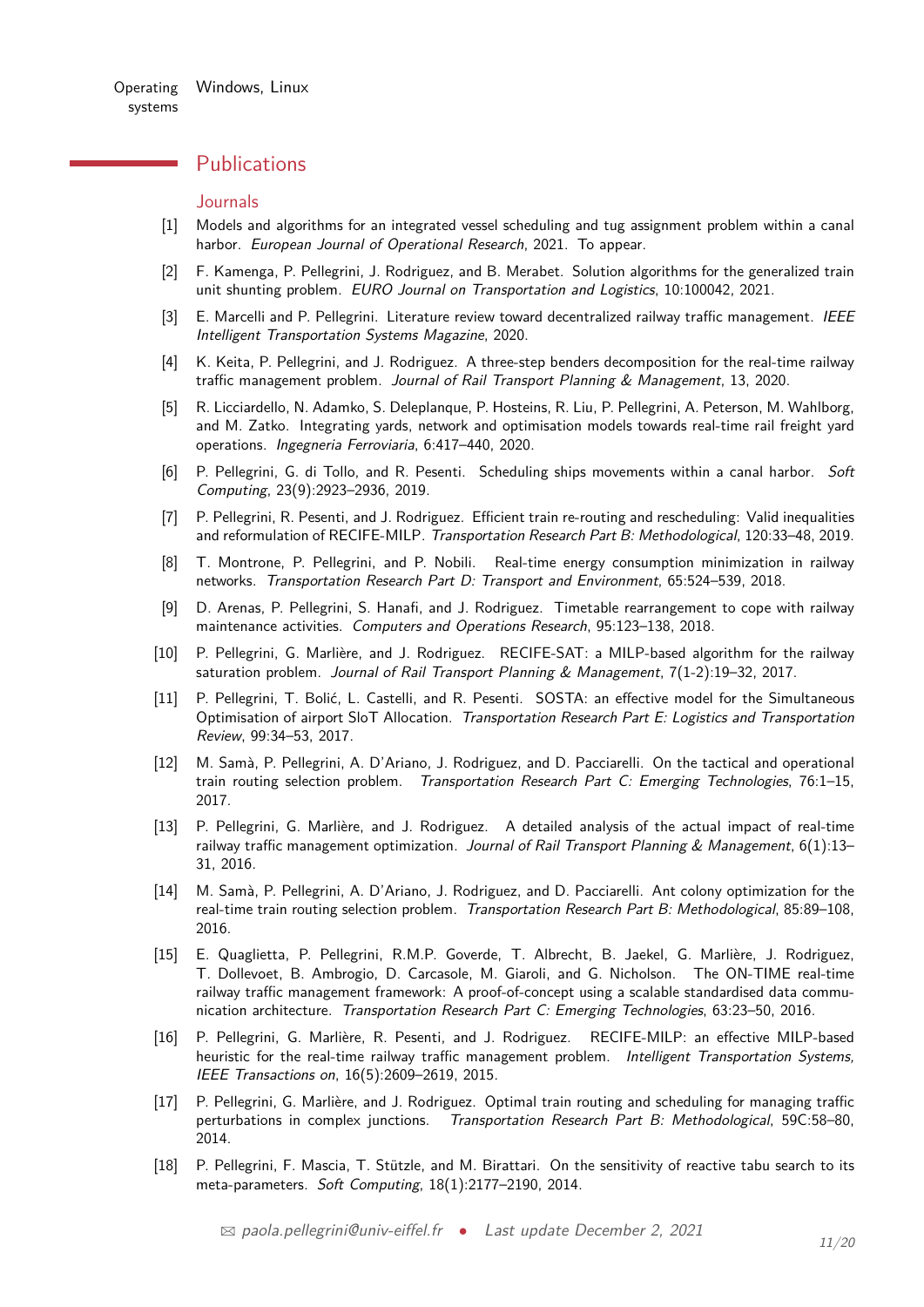Operating systems Windows, Linux

## Publications

### Journals

[1] Models and algorithms for an integrated vessel scheduling and tug assignment problem within a canal harbor. *European Journal of Operational Research*, 2021. To appear.

[2] F. Kamenga, P. Pellegrini, J. Rodriguez, and B. Merabet. Solution algorithms for the generalized train unit shunting problem. *EURO Journal on Transportation and Logistics*, 10:100042, 2021.

[3] E. Marcelli and P. Pellegrini. Literature review toward decentralized railway traffic management. *IEEE Intelligent Transportation Systems Magazine*, 2020.

[4] K. Keita, P. Pellegrini, and J. Rodriguez. A three-step benders decomposition for the real-time railway traffic management problem. *Journal of Rail Transport Planning & Management*, 13, 2020.

[5] R. Licciardello, N. Adamko, S. Deleplanque, P. Hosteins, R. Liu, P. Pellegrini, A. Peterson, M. Wahlborg, and M. Zatko. Integrating yards, network and optimisation models towards real-time rail freight yard operations. *Ingegneria Ferroviaria*, 6:417–440, 2020.

[6] P. Pellegrini, G. di Tollo, and R. Pesenti. Scheduling ships movements within a canal harbor. *Soft Computing*, 23(9):2923–2936, 2019.

[7] P. Pellegrini, R. Pesenti, and J. Rodriguez. Efficient train re-routing and rescheduling: Valid inequalities and reformulation of RECIFE-MILP. *Transportation Research Part B: Methodological*, 120:33–48, 2019.

[8] T. Montrone, P. Pellegrini, and P. Nobili. Real-time energy consumption minimization in railway networks. *Transportation Research Part D: Transport and Environment*, 65:524–539, 2018.

[9] D. Arenas, P. Pellegrini, S. Hanafi, and J. Rodriguez. Timetable rearrangement to cope with railway maintenance activities. *Computers and Operations Research*, 95:123–138, 2018.

[10] P. Pellegrini, G. Marlière, and J. Rodriguez. RECIFE-SAT: a MILP-based algorithm for the railway saturation problem. *Journal of Rail Transport Planning & Management*, 7(1-2):19–32, 2017.

[11] P. Pellegrini, T. Bolić, L. Castelli, and R. Pesenti. SOSTA: an effective model for the Simultaneous Optimisation of airport SloT Allocation. *Transportation Research Part E: Logistics and Transportation Review*, 99:34–53, 2017.

[12] M. Samà, P. Pellegrini, A. D'Ariano, J. Rodriguez, and D. Pacciarelli. On the tactical and operational train routing selection problem. *Transportation Research Part C: Emerging Technologies*, 76:1–15, 2017.

[13] P. Pellegrini, G. Marlière, and J. Rodriguez. A detailed analysis of the actual impact of real-time railway traffic management optimization. *Journal of Rail Transport Planning & Management*, 6(1):13–31, 2016.

[14] M. Samà, P. Pellegrini, A. D'Ariano, J. Rodriguez, and D. Pacciarelli. Ant colony optimization for the real-time train routing selection problem. *Transportation Research Part B: Methodological*, 85:89–108, 2016.

[15] E. Quaglietta, P. Pellegrini, R.M.P. Goverde, T. Albrecht, B. Jaekel, G. Marlière, J. Rodriguez, T. Dollevoet, B. Ambrogio, D. Carcasole, M. Giaroli, and G. Nicholson. The ON-TIME real-time railway traffic management framework: A proof-of-concept using a scalable standardised data communication architecture. *Transportation Research Part C: Emerging Technologies*, 63:23–50, 2016.

[16] P. Pellegrini, G. Marlière, R. Pesenti, and J. Rodriguez. RECIFE-MILP: an effective MILP-based heuristic for the real-time railway traffic management problem. *Intelligent Transportation Systems, IEEE Transactions on*, 16(5):2609–2619, 2015.

[17] P. Pellegrini, G. Marlière, and J. Rodriguez. Optimal train routing and scheduling for managing traffic perturbations in complex junctions. *Transportation Research Part B: Methodological*, 59C:58–80, 2014.

[18] P. Pellegrini, F. Mascia, T. Stützle, and M. Birattari. On the sensitivity of reactive tabu search to its meta-parameters. *Soft Computing*, 18(1):2177–2190, 2014.

✉ *paola.pellegrini@univ-eiffel.fr* • *Last update December 2, 2021*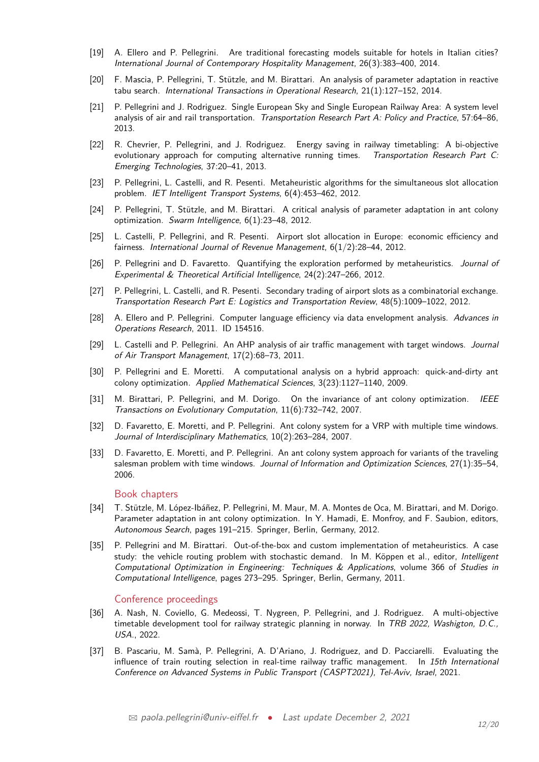[19] A. Ellero and P. Pellegrini. Are traditional forecasting models suitable for hotels in Italian cities? *International Journal of Contemporary Hospitality Management*, 26(3):383–400, 2014.

[20] F. Mascia, P. Pellegrini, T. Stützle, and M. Birattari. An analysis of parameter adaptation in reactive tabu search. *International Transactions in Operational Research*, 21(1):127–152, 2014.

[21] P. Pellegrini and J. Rodriguez. Single European Sky and Single European Railway Area: A system level analysis of air and rail transportation. *Transportation Research Part A: Policy and Practice*, 57:64–86, 2013.

[22] R. Chevrier, P. Pellegrini, and J. Rodriguez. Energy saving in railway timetabling: A bi-objective evolutionary approach for computing alternative running times. *Transportation Research Part C: Emerging Technologies*, 37:20–41, 2013.

[23] P. Pellegrini, L. Castelli, and R. Pesenti. Metaheuristic algorithms for the simultaneous slot allocation problem. *IET Intelligent Transport Systems*, 6(4):453–462, 2012.

[24] P. Pellegrini, T. Stützle, and M. Birattari. A critical analysis of parameter adaptation in ant colony optimization. *Swarm Intelligence*, 6(1):23–48, 2012.

[25] L. Castelli, P. Pellegrini, and R. Pesenti. Airport slot allocation in Europe: economic efficiency and fairness. *International Journal of Revenue Management*, 6(1/2):28–44, 2012.

[26] P. Pellegrini and D. Favaretto. Quantifying the exploration performed by metaheuristics. *Journal of Experimental & Theoretical Artificial Intelligence*, 24(2):247–266, 2012.

[27] P. Pellegrini, L. Castelli, and R. Pesenti. Secondary trading of airport slots as a combinatorial exchange. *Transportation Research Part E: Logistics and Transportation Review*, 48(5):1009–1022, 2012.

[28] A. Ellero and P. Pellegrini. Computer language efficiency via data envelopment analysis. *Advances in Operations Research*, 2011. ID 154516.

[29] L. Castelli and P. Pellegrini. An AHP analysis of air traffic management with target windows. *Journal of Air Transport Management*, 17(2):68–73, 2011.

[30] P. Pellegrini and E. Moretti. A computational analysis on a hybrid approach: quick-and-dirty ant colony optimization. *Applied Mathematical Sciences*, 3(23):1127–1140, 2009.

[31] M. Birattari, P. Pellegrini, and M. Dorigo. On the invariance of ant colony optimization. *IEEE Transactions on Evolutionary Computation*, 11(6):732–742, 2007.

[32] D. Favaretto, E. Moretti, and P. Pellegrini. Ant colony system for a VRP with multiple time windows. *Journal of Interdisciplinary Mathematics*, 10(2):263–284, 2007.

[33] D. Favaretto, E. Moretti, and P. Pellegrini. An ant colony system approach for variants of the traveling salesman problem with time windows. *Journal of Information and Optimization Sciences*, 27(1):35–54, 2006.

## Book chapters

[34] T. Stützle, M. López-Ibáñez, P. Pellegrini, M. Maur, M. A. Montes de Oca, M. Birattari, and M. Dorigo. Parameter adaptation in ant colony optimization. In Y. Hamadi, E. Monfroy, and F. Saubion, editors, *Autonomous Search*, pages 191–215. Springer, Berlin, Germany, 2012.

[35] P. Pellegrini and M. Birattari. Out-of-the-box and custom implementation of metaheuristics. A case study: the vehicle routing problem with stochastic demand. In M. Köppen et al., editor, *Intelligent Computational Optimization in Engineering: Techniques & Applications*, volume 366 of *Studies in Computational Intelligence*, pages 273–295. Springer, Berlin, Germany, 2011.

## Conference proceedings

[36] A. Nash, N. Coviello, G. Medeossi, T. Nygreen, P. Pellegrini, and J. Rodriguez. A multi-objective timetable development tool for railway strategic planning in norway. In *TRB 2022, Washigton, D.C., USA.*, 2022.

[37] B. Pascariu, M. Samà, P. Pellegrini, A. D'Ariano, J. Rodriguez, and D. Pacciarelli. Evaluating the influence of train routing selection in real-time railway traffic management. In *15th International Conference on Advanced Systems in Public Transport (CASPT2021), Tel-Aviv, Israel*, 2021.

✉ *paola.pellegrini@univ-eiffel.fr* • *Last update December 2, 2021*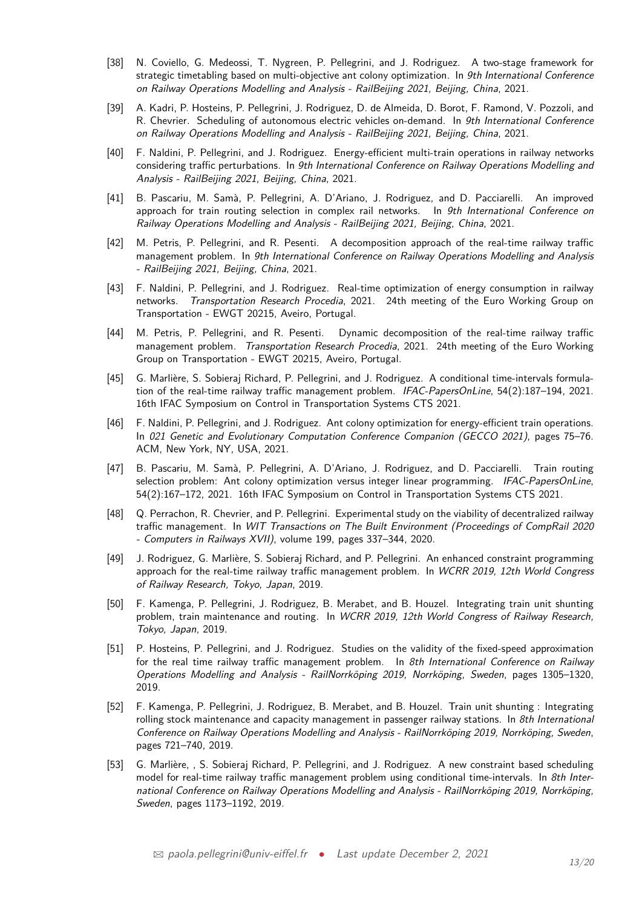[38] N. Coviello, G. Medeossi, T. Nygreen, P. Pellegrini, and J. Rodriguez. A two-stage framework for strategic timetabling based on multi-objective ant colony optimization. In *9th International Conference on Railway Operations Modelling and Analysis - RailBeijing 2021, Beijing, China*, 2021.

[39] A. Kadri, P. Hosteins, P. Pellegrini, J. Rodriguez, D. de Almeida, D. Borot, F. Ramond, V. Pozzoli, and R. Chevrier. Scheduling of autonomous electric vehicles on-demand. In *9th International Conference on Railway Operations Modelling and Analysis - RailBeijing 2021, Beijing, China*, 2021.

[40] F. Naldini, P. Pellegrini, and J. Rodriguez. Energy-efficient multi-train operations in railway networks considering traffic perturbations. In *9th International Conference on Railway Operations Modelling and Analysis - RailBeijing 2021, Beijing, China*, 2021.

[41] B. Pascariu, M. Samà, P. Pellegrini, A. D'Ariano, J. Rodriguez, and D. Pacciarelli. An improved approach for train routing selection in complex rail networks. In *9th International Conference on Railway Operations Modelling and Analysis - RailBeijing 2021, Beijing, China*, 2021.

[42] M. Petris, P. Pellegrini, and R. Pesenti. A decomposition approach of the real-time railway traffic management problem. In *9th International Conference on Railway Operations Modelling and Analysis - RailBeijing 2021, Beijing, China*, 2021.

[43] F. Naldini, P. Pellegrini, and J. Rodriguez. Real-time optimization of energy consumption in railway networks. *Transportation Research Procedia*, 2021. 24th meeting of the Euro Working Group on Transportation - EWGT 20215, Aveiro, Portugal.

[44] M. Petris, P. Pellegrini, and R. Pesenti. Dynamic decomposition of the real-time railway traffic management problem. *Transportation Research Procedia*, 2021. 24th meeting of the Euro Working Group on Transportation - EWGT 20215, Aveiro, Portugal.

[45] G. Marlière, S. Sobieraj Richard, P. Pellegrini, and J. Rodriguez. A conditional time-intervals formulation of the real-time railway traffic management problem. *IFAC-PapersOnLine*, 54(2):187–194, 2021. 16th IFAC Symposium on Control in Transportation Systems CTS 2021.

[46] F. Naldini, P. Pellegrini, and J. Rodriguez. Ant colony optimization for energy-efficient train operations. In *021 Genetic and Evolutionary Computation Conference Companion (GECCO 2021)*, pages 75–76. ACM, New York, NY, USA, 2021.

[47] B. Pascariu, M. Samà, P. Pellegrini, A. D'Ariano, J. Rodriguez, and D. Pacciarelli. Train routing selection problem: Ant colony optimization versus integer linear programming. *IFAC-PapersOnLine*, 54(2):167–172, 2021. 16th IFAC Symposium on Control in Transportation Systems CTS 2021.

[48] Q. Perrachon, R. Chevrier, and P. Pellegrini. Experimental study on the viability of decentralized railway traffic management. In *WIT Transactions on The Built Environment (Proceedings of CompRail 2020 - Computers in Railways XVII)*, volume 199, pages 337–344, 2020.

[49] J. Rodriguez, G. Marlière, S. Sobieraj Richard, and P. Pellegrini. An enhanced constraint programming approach for the real-time railway traffic management problem. In *WCRR 2019, 12th World Congress of Railway Research, Tokyo, Japan*, 2019.

[50] F. Kamenga, P. Pellegrini, J. Rodriguez, B. Merabet, and B. Houzel. Integrating train unit shunting problem, train maintenance and routing. In *WCRR 2019, 12th World Congress of Railway Research, Tokyo, Japan*, 2019.

[51] P. Hosteins, P. Pellegrini, and J. Rodriguez. Studies on the validity of the fixed-speed approximation for the real time railway traffic management problem. In *8th International Conference on Railway Operations Modelling and Analysis - RailNorrköping 2019, Norrköping, Sweden*, pages 1305–1320, 2019.

[52] F. Kamenga, P. Pellegrini, J. Rodriguez, B. Merabet, and B. Houzel. Train unit shunting : Integrating rolling stock maintenance and capacity management in passenger railway stations. In *8th International Conference on Railway Operations Modelling and Analysis - RailNorrköping 2019, Norrköping, Sweden*, pages 721–740, 2019.

[53] G. Marlière, , S. Sobieraj Richard, P. Pellegrini, and J. Rodriguez. A new constraint based scheduling model for real-time railway traffic management problem using conditional time-intervals. In *8th International Conference on Railway Operations Modelling and Analysis - RailNorrköping 2019, Norrköping, Sweden*, pages 1173–1192, 2019.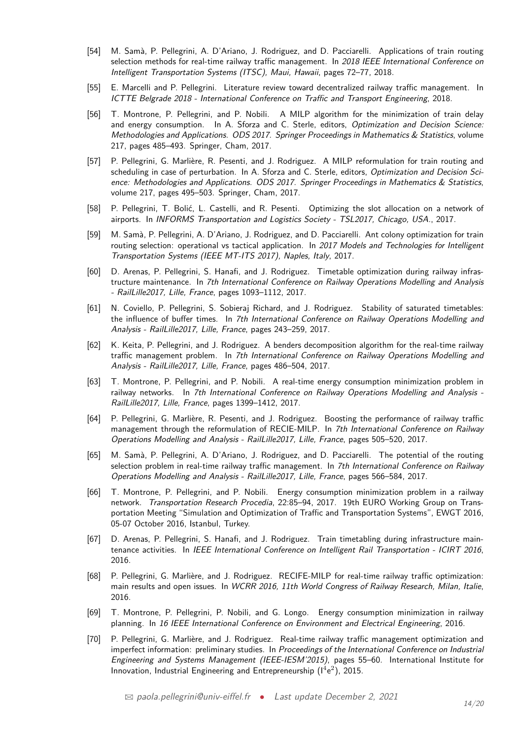[54] M. Samà, P. Pellegrini, A. D'Ariano, J. Rodriguez, and D. Pacciarelli. Applications of train routing selection methods for real-time railway traffic management. In *2018 IEEE International Conference on Intelligent Transportation Systems (ITSC), Maui, Hawaii*, pages 72–77, 2018.

[55] E. Marcelli and P. Pellegrini. Literature review toward decentralized railway traffic management. In *ICTTE Belgrade 2018 - International Conference on Traffic and Transport Engineering*, 2018.

[56] T. Montrone, P. Pellegrini, and P. Nobili. A MILP algorithm for the minimization of train delay and energy consumption. In A. Sforza and C. Sterle, editors, *Optimization and Decision Science: Methodologies and Applications. ODS 2017. Springer Proceedings in Mathematics & Statistics*, volume 217, pages 485–493. Springer, Cham, 2017.

[57] P. Pellegrini, G. Marlière, R. Pesenti, and J. Rodriguez. A MILP reformulation for train routing and scheduling in case of perturbation. In A. Sforza and C. Sterle, editors, *Optimization and Decision Science: Methodologies and Applications. ODS 2017. Springer Proceedings in Mathematics & Statistics*, volume 217, pages 495–503. Springer, Cham, 2017.

[58] P. Pellegrini, T. Bolić, L. Castelli, and R. Pesenti. Optimizing the slot allocation on a network of airports. In *INFORMS Transportation and Logistics Society - TSL2017, Chicago, USA.*, 2017.

[59] M. Samà, P. Pellegrini, A. D'Ariano, J. Rodriguez, and D. Pacciarelli. Ant colony optimization for train routing selection: operational vs tactical application. In *2017 Models and Technologies for Intelligent Transportation Systems (IEEE MT-ITS 2017), Naples, Italy*, 2017.

[60] D. Arenas, P. Pellegrini, S. Hanafi, and J. Rodriguez. Timetable optimization during railway infrastructure maintenance. In *7th International Conference on Railway Operations Modelling and Analysis - RailLille2017, Lille, France*, pages 1093–1112, 2017.

[61] N. Coviello, P. Pellegrini, S. Sobieraj Richard, and J. Rodriguez. Stability of saturated timetables: the influence of buffer times. In *7th International Conference on Railway Operations Modelling and Analysis - RailLille2017, Lille, France*, pages 243–259, 2017.

[62] K. Keita, P. Pellegrini, and J. Rodriguez. A benders decomposition algorithm for the real-time railway traffic management problem. In *7th International Conference on Railway Operations Modelling and Analysis - RailLille2017, Lille, France*, pages 486–504, 2017.

[63] T. Montrone, P. Pellegrini, and P. Nobili. A real-time energy consumption minimization problem in railway networks. In *7th International Conference on Railway Operations Modelling and Analysis - RailLille2017, Lille, France*, pages 1399–1412, 2017.

[64] P. Pellegrini, G. Marlière, R. Pesenti, and J. Rodriguez. Boosting the performance of railway traffic management through the reformulation of RECIE-MILP. In *7th International Conference on Railway Operations Modelling and Analysis - RailLille2017, Lille, France*, pages 505–520, 2017.

[65] M. Samà, P. Pellegrini, A. D'Ariano, J. Rodriguez, and D. Pacciarelli. The potential of the routing selection problem in real-time railway traffic management. In *7th International Conference on Railway Operations Modelling and Analysis - RailLille2017, Lille, France*, pages 566–584, 2017.

[66] T. Montrone, P. Pellegrini, and P. Nobili. Energy consumption minimization problem in a railway network. *Transportation Research Procedia*, 22:85–94, 2017. 19th EURO Working Group on Transportation Meeting "Simulation and Optimization of Traffic and Transportation Systems", EWGT 2016, 05-07 October 2016, Istanbul, Turkey.

[67] D. Arenas, P. Pellegrini, S. Hanafi, and J. Rodriguez. Train timetabling during infrastructure maintenance activities. In *IEEE International Conference on Intelligent Rail Transportation - ICIRT 2016*, 2016.

[68] P. Pellegrini, G. Marlière, and J. Rodriguez. RECIFE-MILP for real-time railway traffic optimization: main results and open issues. In *WCRR 2016, 11th World Congress of Railway Research, Milan, Italie*, 2016.

[69] T. Montrone, P. Pellegrini, P. Nobili, and G. Longo. Energy consumption minimization in railway planning. In *16 IEEE International Conference on Environment and Electrical Engineering*, 2016.

[70] P. Pellegrini, G. Marlière, and J. Rodriguez. Real-time railway traffic management optimization and imperfect information: preliminary studies. In *Proceedings of the International Conference on Industrial Engineering and Systems Management (IEEE-IESM'2015)*, pages 55–60. International Institute for Innovation, Industrial Engineering and Entrepreneurship ($I^4e^2$), 2015.

✉ *paola.pellegrini@univ-eiffel.fr* • *Last update December 2, 2021*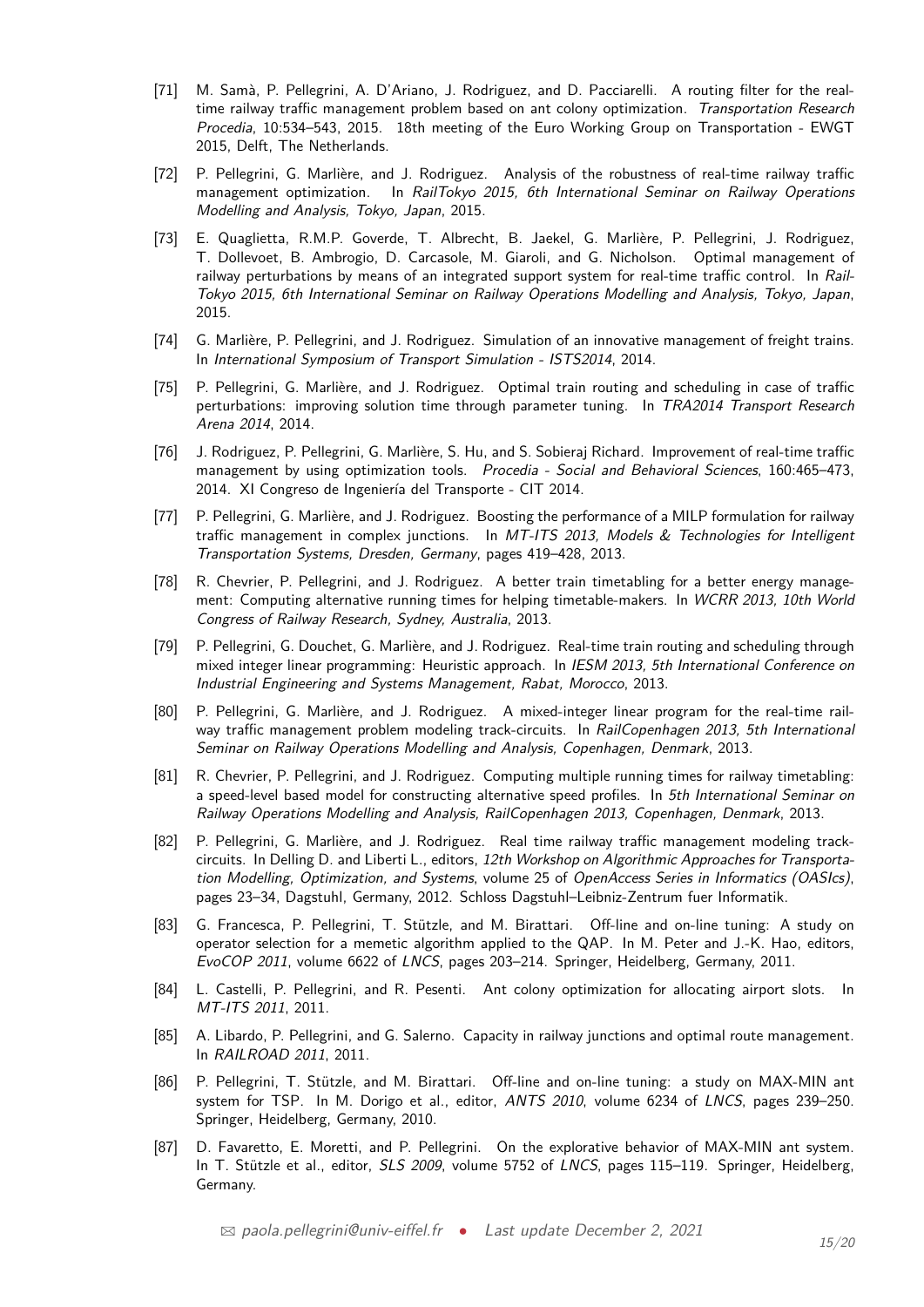[71] M. Samà, P. Pellegrini, A. D'Ariano, J. Rodriguez, and D. Pacciarelli. A routing filter for the real-time railway traffic management problem based on ant colony optimization. *Transportation Research Procedia*, 10:534–543, 2015. 18th meeting of the Euro Working Group on Transportation - EWGT 2015, Delft, The Netherlands.

[72] P. Pellegrini, G. Marlière, and J. Rodriguez. Analysis of the robustness of real-time railway traffic management optimization. In *RailTokyo 2015, 6th International Seminar on Railway Operations Modelling and Analysis, Tokyo, Japan*, 2015.

[73] E. Quaglietta, R.M.P. Goverde, T. Albrecht, B. Jaekel, G. Marlière, P. Pellegrini, J. Rodriguez, T. Dollevoet, B. Ambrogio, D. Carcasole, M. Giaroli, and G. Nicholson. Optimal management of railway perturbations by means of an integrated support system for real-time traffic control. In *Rail-Tokyo 2015, 6th International Seminar on Railway Operations Modelling and Analysis, Tokyo, Japan*, 2015.

[74] G. Marlière, P. Pellegrini, and J. Rodriguez. Simulation of an innovative management of freight trains. In *International Symposium of Transport Simulation - ISTS2014*, 2014.

[75] P. Pellegrini, G. Marlière, and J. Rodriguez. Optimal train routing and scheduling in case of traffic perturbations: improving solution time through parameter tuning. In *TRA2014 Transport Research Arena 2014*, 2014.

[76] J. Rodriguez, P. Pellegrini, G. Marlière, S. Hu, and S. Sobieraj Richard. Improvement of real-time traffic management by using optimization tools. *Procedia - Social and Behavioral Sciences*, 160:465–473, 2014. XI Congreso de Ingeniería del Transporte - CIT 2014.

[77] P. Pellegrini, G. Marlière, and J. Rodriguez. Boosting the performance of a MILP formulation for railway traffic management in complex junctions. In *MT-ITS 2013, Models & Technologies for Intelligent Transportation Systems, Dresden, Germany*, pages 419–428, 2013.

[78] R. Chevrier, P. Pellegrini, and J. Rodriguez. A better train timetabling for a better energy management: Computing alternative running times for helping timetable-makers. In *WCRR 2013, 10th World Congress of Railway Research, Sydney, Australia*, 2013.

[79] P. Pellegrini, G. Douchet, G. Marlière, and J. Rodriguez. Real-time train routing and scheduling through mixed integer linear programming: Heuristic approach. In *IESM 2013, 5th International Conference on Industrial Engineering and Systems Management, Rabat, Morocco*, 2013.

[80] P. Pellegrini, G. Marlière, and J. Rodriguez. A mixed-integer linear program for the real-time railway traffic management problem modeling track-circuits. In *RailCopenhagen 2013, 5th International Seminar on Railway Operations Modelling and Analysis, Copenhagen, Denmark*, 2013.

[81] R. Chevrier, P. Pellegrini, and J. Rodriguez. Computing multiple running times for railway timetabling: a speed-level based model for constructing alternative speed profiles. In *5th International Seminar on Railway Operations Modelling and Analysis, RailCopenhagen 2013, Copenhagen, Denmark*, 2013.

[82] P. Pellegrini, G. Marlière, and J. Rodriguez. Real time railway traffic management modeling track-circuits. In Delling D. and Liberti L., editors, *12th Workshop on Algorithmic Approaches for Transportation Modelling, Optimization, and Systems*, volume 25 of *OpenAccess Series in Informatics (OASIcs)*, pages 23–34, Dagstuhl, Germany, 2012. Schloss Dagstuhl–Leibniz-Zentrum fuer Informatik.

[83] G. Francesca, P. Pellegrini, T. Stützle, and M. Birattari. Off-line and on-line tuning: A study on operator selection for a memetic algorithm applied to the QAP. In M. Peter and J.-K. Hao, editors, *EvoCOP 2011*, volume 6622 of *LNCS*, pages 203–214. Springer, Heidelberg, Germany, 2011.

[84] L. Castelli, P. Pellegrini, and R. Pesenti. Ant colony optimization for allocating airport slots. In *MT-ITS 2011*, 2011.

[85] A. Libardo, P. Pellegrini, and G. Salerno. Capacity in railway junctions and optimal route management. In *RAILROAD 2011*, 2011.

[86] P. Pellegrini, T. Stützle, and M. Birattari. Off-line and on-line tuning: a study on MAX-MIN ant system for TSP. In M. Dorigo et al., editor, *ANTS 2010*, volume 6234 of *LNCS*, pages 239–250. Springer, Heidelberg, Germany, 2010.

[87] D. Favaretto, E. Moretti, and P. Pellegrini. On the explorative behavior of MAX-MIN ant system. In T. Stützle et al., editor, *SLS 2009*, volume 5752 of *LNCS*, pages 115–119. Springer, Heidelberg, Germany.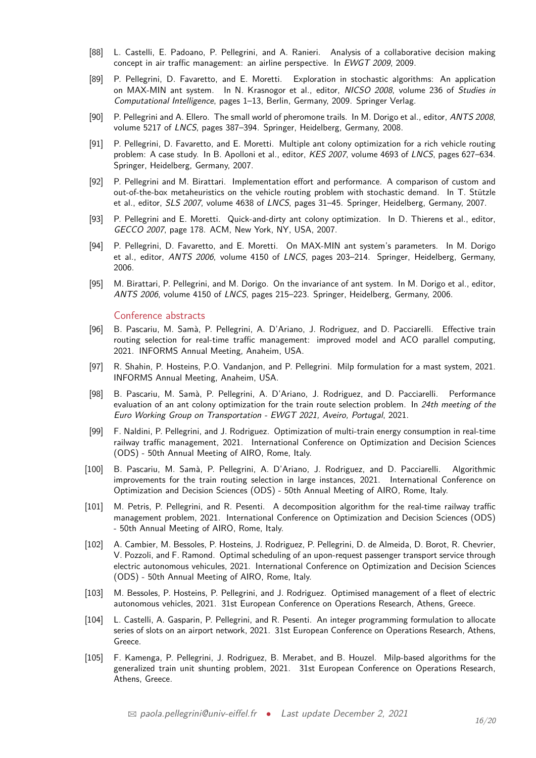[88] L. Castelli, E. Padoano, P. Pellegrini, and A. Ranieri. Analysis of a collaborative decision making concept in air traffic management: an airline perspective. In *EWGT 2009*, 2009.

[89] P. Pellegrini, D. Favaretto, and E. Moretti. Exploration in stochastic algorithms: An application on MAX-MIN ant system. In N. Krasnogor et al., editor, *NICSO 2008*, volume 236 of *Studies in Computational Intelligence*, pages 1–13, Berlin, Germany, 2009. Springer Verlag.

[90] P. Pellegrini and A. Ellero. The small world of pheromone trails. In M. Dorigo et al., editor, *ANTS 2008*, volume 5217 of *LNCS*, pages 387–394. Springer, Heidelberg, Germany, 2008.

[91] P. Pellegrini, D. Favaretto, and E. Moretti. Multiple ant colony optimization for a rich vehicle routing problem: A case study. In B. Apolloni et al., editor, *KES 2007*, volume 4693 of *LNCS*, pages 627–634. Springer, Heidelberg, Germany, 2007.

[92] P. Pellegrini and M. Birattari. Implementation effort and performance. A comparison of custom and out-of-the-box metaheuristics on the vehicle routing problem with stochastic demand. In T. Stützle et al., editor, *SLS 2007*, volume 4638 of *LNCS*, pages 31–45. Springer, Heidelberg, Germany, 2007.

[93] P. Pellegrini and E. Moretti. Quick-and-dirty ant colony optimization. In D. Thierens et al., editor, *GECCO 2007*, page 178. ACM, New York, NY, USA, 2007.

[94] P. Pellegrini, D. Favaretto, and E. Moretti. On MAX-MIN ant system's parameters. In M. Dorigo et al., editor, *ANTS 2006*, volume 4150 of *LNCS*, pages 203–214. Springer, Heidelberg, Germany, 2006.

[95] M. Birattari, P. Pellegrini, and M. Dorigo. On the invariance of ant system. In M. Dorigo et al., editor, *ANTS 2006*, volume 4150 of *LNCS*, pages 215–223. Springer, Heidelberg, Germany, 2006.

## Conference abstracts

[96] B. Pascariu, M. Samà, P. Pellegrini, A. D'Ariano, J. Rodriguez, and D. Pacciarelli. Effective train routing selection for real-time traffic management: improved model and ACO parallel computing, 2021. INFORMS Annual Meeting, Anaheim, USA.

[97] R. Shahin, P. Hosteins, P.O. Vandanjon, and P. Pellegrini. Milp formulation for a mast system, 2021. INFORMS Annual Meeting, Anaheim, USA.

[98] B. Pascariu, M. Samà, P. Pellegrini, A. D'Ariano, J. Rodriguez, and D. Pacciarelli. Performance evaluation of an ant colony optimization for the train route selection problem. In *24th meeting of the Euro Working Group on Transportation - EWGT 2021, Aveiro, Portugal*, 2021.

[99] F. Naldini, P. Pellegrini, and J. Rodriguez. Optimization of multi-train energy consumption in real-time railway traffic management, 2021. International Conference on Optimization and Decision Sciences (ODS) - 50th Annual Meeting of AIRO, Rome, Italy.

[100] B. Pascariu, M. Samà, P. Pellegrini, A. D'Ariano, J. Rodriguez, and D. Pacciarelli. Algorithmic improvements for the train routing selection in large instances, 2021. International Conference on Optimization and Decision Sciences (ODS) - 50th Annual Meeting of AIRO, Rome, Italy.

[101] M. Petris, P. Pellegrini, and R. Pesenti. A decomposition algorithm for the real-time railway traffic management problem, 2021. International Conference on Optimization and Decision Sciences (ODS) - 50th Annual Meeting of AIRO, Rome, Italy.

[102] A. Cambier, M. Bessoles, P. Hosteins, J. Rodriguez, P. Pellegrini, D. de Almeida, D. Borot, R. Chevrier, V. Pozzoli, and F. Ramond. Optimal scheduling of an upon-request passenger transport service through electric autonomous vehicules, 2021. International Conference on Optimization and Decision Sciences (ODS) - 50th Annual Meeting of AIRO, Rome, Italy.

[103] M. Bessoles, P. Hosteins, P. Pellegrini, and J. Rodriguez. Optimised management of a fleet of electric autonomous vehicles, 2021. 31st European Conference on Operations Research, Athens, Greece.

[104] L. Castelli, A. Gasparin, P. Pellegrini, and R. Pesenti. An integer programming formulation to allocate series of slots on an airport network, 2021. 31st European Conference on Operations Research, Athens, Greece.

[105] F. Kamenga, P. Pellegrini, J. Rodriguez, B. Merabet, and B. Houzel. Milp-based algorithms for the generalized train unit shunting problem, 2021. 31st European Conference on Operations Research, Athens, Greece.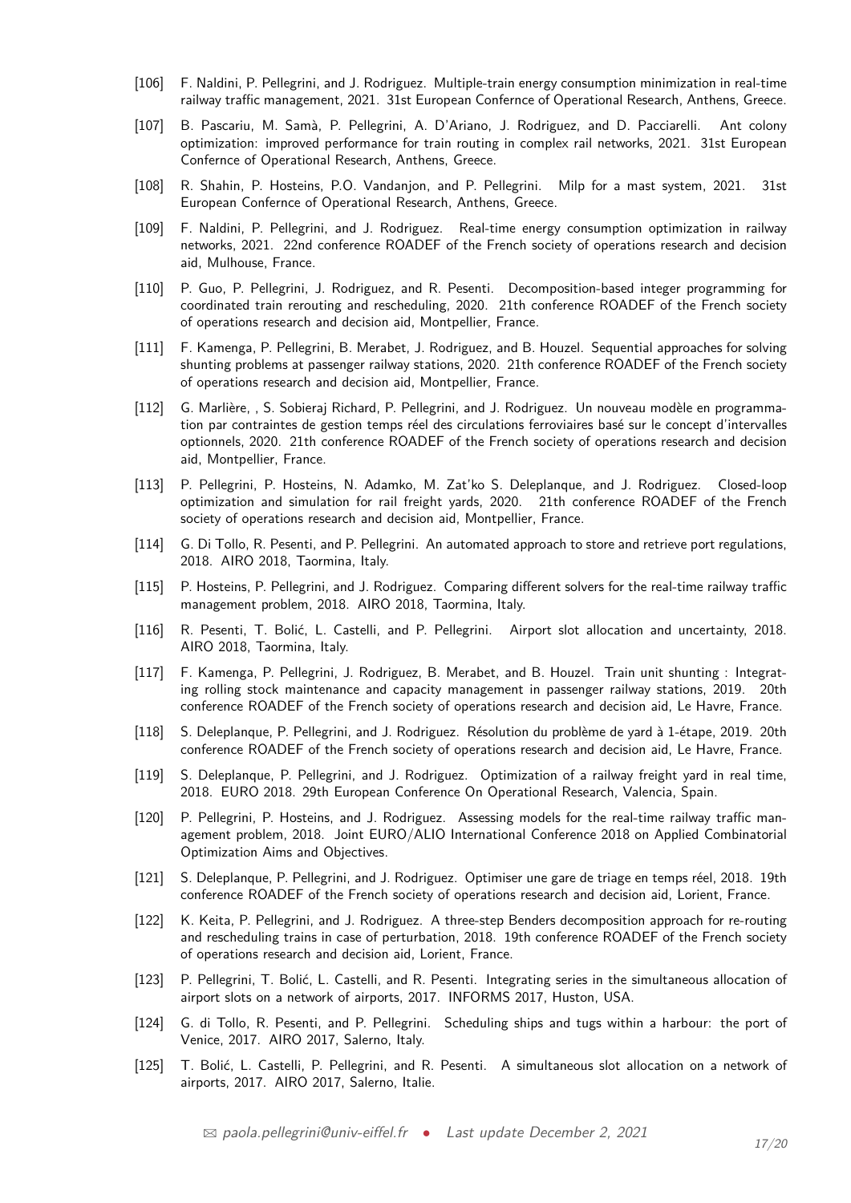[106] F. Naldini, P. Pellegrini, and J. Rodriguez. Multiple-train energy consumption minimization in real-time railway traffic management, 2021. 31st European Confernce of Operational Research, Anthens, Greece.

[107] B. Pascariu, M. Samà, P. Pellegrini, A. D'Ariano, J. Rodriguez, and D. Pacciarelli. Ant colony optimization: improved performance for train routing in complex rail networks, 2021. 31st European Confernce of Operational Research, Anthens, Greece.

[108] R. Shahin, P. Hosteins, P.O. Vandanjon, and P. Pellegrini. Milp for a mast system, 2021. 31st European Confernce of Operational Research, Anthens, Greece.

[109] F. Naldini, P. Pellegrini, and J. Rodriguez. Real-time energy consumption optimization in railway networks, 2021. 22nd conference ROADEF of the French society of operations research and decision aid, Mulhouse, France.

[110] P. Guo, P. Pellegrini, J. Rodriguez, and R. Pesenti. Decomposition-based integer programming for coordinated train rerouting and rescheduling, 2020. 21th conference ROADEF of the French society of operations research and decision aid, Montpellier, France.

[111] F. Kamenga, P. Pellegrini, B. Merabet, J. Rodriguez, and B. Houzel. Sequential approaches for solving shunting problems at passenger railway stations, 2020. 21th conference ROADEF of the French society of operations research and decision aid, Montpellier, France.

[112] G. Marlière, , S. Sobieraj Richard, P. Pellegrini, and J. Rodriguez. Un nouveau modèle en programmation par contraintes de gestion temps réel des circulations ferroviaires basé sur le concept d'intervalles optionnels, 2020. 21th conference ROADEF of the French society of operations research and decision aid, Montpellier, France.

[113] P. Pellegrini, P. Hosteins, N. Adamko, M. Zat'ko S. Deleplanque, and J. Rodriguez. Closed-loop optimization and simulation for rail freight yards, 2020. 21th conference ROADEF of the French society of operations research and decision aid, Montpellier, France.

[114] G. Di Tollo, R. Pesenti, and P. Pellegrini. An automated approach to store and retrieve port regulations, 2018. AIRO 2018, Taormina, Italy.

[115] P. Hosteins, P. Pellegrini, and J. Rodriguez. Comparing different solvers for the real-time railway traffic management problem, 2018. AIRO 2018, Taormina, Italy.

[116] R. Pesenti, T. Bolić, L. Castelli, and P. Pellegrini. Airport slot allocation and uncertainty, 2018. AIRO 2018, Taormina, Italy.

[117] F. Kamenga, P. Pellegrini, J. Rodriguez, B. Merabet, and B. Houzel. Train unit shunting : Integrating rolling stock maintenance and capacity management in passenger railway stations, 2019. 20th conference ROADEF of the French society of operations research and decision aid, Le Havre, France.

[118] S. Deleplanque, P. Pellegrini, and J. Rodriguez. Résolution du problème de yard à 1-étape, 2019. 20th conference ROADEF of the French society of operations research and decision aid, Le Havre, France.

[119] S. Deleplanque, P. Pellegrini, and J. Rodriguez. Optimization of a railway freight yard in real time, 2018. EURO 2018. 29th European Conference On Operational Research, Valencia, Spain.

[120] P. Pellegrini, P. Hosteins, and J. Rodriguez. Assessing models for the real-time railway traffic management problem, 2018. Joint EURO/ALIO International Conference 2018 on Applied Combinatorial Optimization Aims and Objectives.

[121] S. Deleplanque, P. Pellegrini, and J. Rodriguez. Optimiser une gare de triage en temps réel, 2018. 19th conference ROADEF of the French society of operations research and decision aid, Lorient, France.

[122] K. Keita, P. Pellegrini, and J. Rodriguez. A three-step Benders decomposition approach for re-routing and rescheduling trains in case of perturbation, 2018. 19th conference ROADEF of the French society of operations research and decision aid, Lorient, France.

[123] P. Pellegrini, T. Bolić, L. Castelli, and R. Pesenti. Integrating series in the simultaneous allocation of airport slots on a network of airports, 2017. INFORMS 2017, Huston, USA.

[124] G. di Tollo, R. Pesenti, and P. Pellegrini. Scheduling ships and tugs within a harbour: the port of Venice, 2017. AIRO 2017, Salerno, Italy.

[125] T. Bolić, L. Castelli, P. Pellegrini, and R. Pesenti. A simultaneous slot allocation on a network of airports, 2017. AIRO 2017, Salerno, Italie.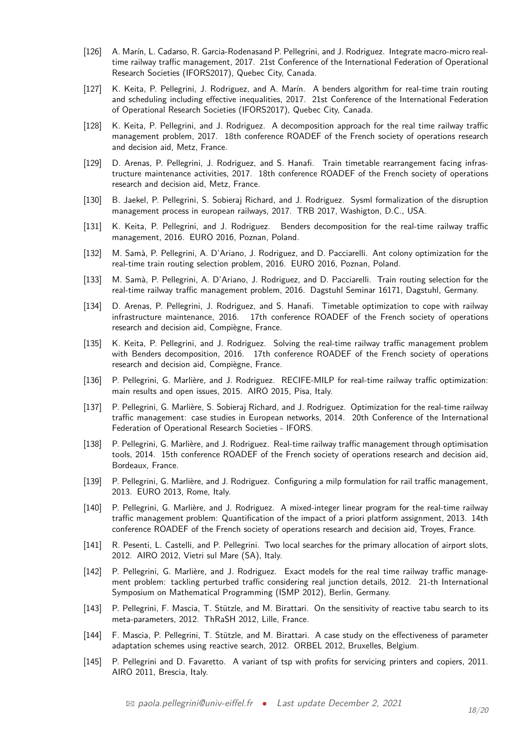[126] A. Marín, L. Cadarso, R. Garcia-Rodenasand P. Pellegrini, and J. Rodriguez. Integrate macro-micro real-time railway traffic management, 2017. 21st Conference of the International Federation of Operational Research Societies (IFORS2017), Quebec City, Canada.

[127] K. Keita, P. Pellegrini, J. Rodriguez, and A. Marín. A benders algorithm for real-time train routing and scheduling including effective inequalities, 2017. 21st Conference of the International Federation of Operational Research Societies (IFORS2017), Quebec City, Canada.

[128] K. Keita, P. Pellegrini, and J. Rodriguez. A decomposition approach for the real time railway traffic management problem, 2017. 18th conference ROADEF of the French society of operations research and decision aid, Metz, France.

[129] D. Arenas, P. Pellegrini, J. Rodriguez, and S. Hanafi. Train timetable rearrangement facing infrastructure maintenance activities, 2017. 18th conference ROADEF of the French society of operations research and decision aid, Metz, France.

[130] B. Jaekel, P. Pellegrini, S. Sobieraj Richard, and J. Rodriguez. Sysml formalization of the disruption management process in european railways, 2017. TRB 2017, Washigton, D.C., USA.

[131] K. Keita, P. Pellegrini, and J. Rodriguez. Benders decomposition for the real-time railway traffic management, 2016. EURO 2016, Poznan, Poland.

[132] M. Samà, P. Pellegrini, A. D'Ariano, J. Rodriguez, and D. Pacciarelli. Ant colony optimization for the real-time train routing selection problem, 2016. EURO 2016, Poznan, Poland.

[133] M. Samà, P. Pellegrini, A. D'Ariano, J. Rodriguez, and D. Pacciarelli. Train routing selection for the real-time railway traffic management problem, 2016. Dagstuhl Seminar 16171, Dagstuhl, Germany.

[134] D. Arenas, P. Pellegrini, J. Rodriguez, and S. Hanafi. Timetable optimization to cope with railway infrastructure maintenance, 2016. 17th conference ROADEF of the French society of operations research and decision aid, Compiègne, France.

[135] K. Keita, P. Pellegrini, and J. Rodriguez. Solving the real-time railway traffic management problem with Benders decomposition, 2016. 17th conference ROADEF of the French society of operations research and decision aid, Compiègne, France.

[136] P. Pellegrini, G. Marlière, and J. Rodriguez. RECIFE-MILP for real-time railway traffic optimization: main results and open issues, 2015. AIRO 2015, Pisa, Italy.

[137] P. Pellegrini, G. Marlière, S. Sobieraj Richard, and J. Rodriguez. Optimization for the real-time railway traffic management: case studies in European networks, 2014. 20th Conference of the International Federation of Operational Research Societies - IFORS.

[138] P. Pellegrini, G. Marlière, and J. Rodriguez. Real-time railway traffic management through optimisation tools, 2014. 15th conference ROADEF of the French society of operations research and decision aid, Bordeaux, France.

[139] P. Pellegrini, G. Marlière, and J. Rodriguez. Configuring a milp formulation for rail traffic management, 2013. EURO 2013, Rome, Italy.

[140] P. Pellegrini, G. Marlière, and J. Rodriguez. A mixed-integer linear program for the real-time railway traffic management problem: Quantification of the impact of a priori platform assignment, 2013. 14th conference ROADEF of the French society of operations research and decision aid, Troyes, France.

[141] R. Pesenti, L. Castelli, and P. Pellegrini. Two local searches for the primary allocation of airport slots, 2012. AIRO 2012, Vietri sul Mare (SA), Italy.

[142] P. Pellegrini, G. Marlière, and J. Rodriguez. Exact models for the real time railway traffic management problem: tackling perturbed traffic considering real junction details, 2012. 21-th International Symposium on Mathematical Programming (ISMP 2012), Berlin, Germany.

[143] P. Pellegrini, F. Mascia, T. Stützle, and M. Birattari. On the sensitivity of reactive tabu search to its meta-parameters, 2012. ThRaSH 2012, Lille, France.

[144] F. Mascia, P. Pellegrini, T. Stützle, and M. Birattari. A case study on the effectiveness of parameter adaptation schemes using reactive search, 2012. ORBEL 2012, Bruxelles, Belgium.

[145] P. Pellegrini and D. Favaretto. A variant of tsp with profits for servicing printers and copiers, 2011. AIRO 2011, Brescia, Italy.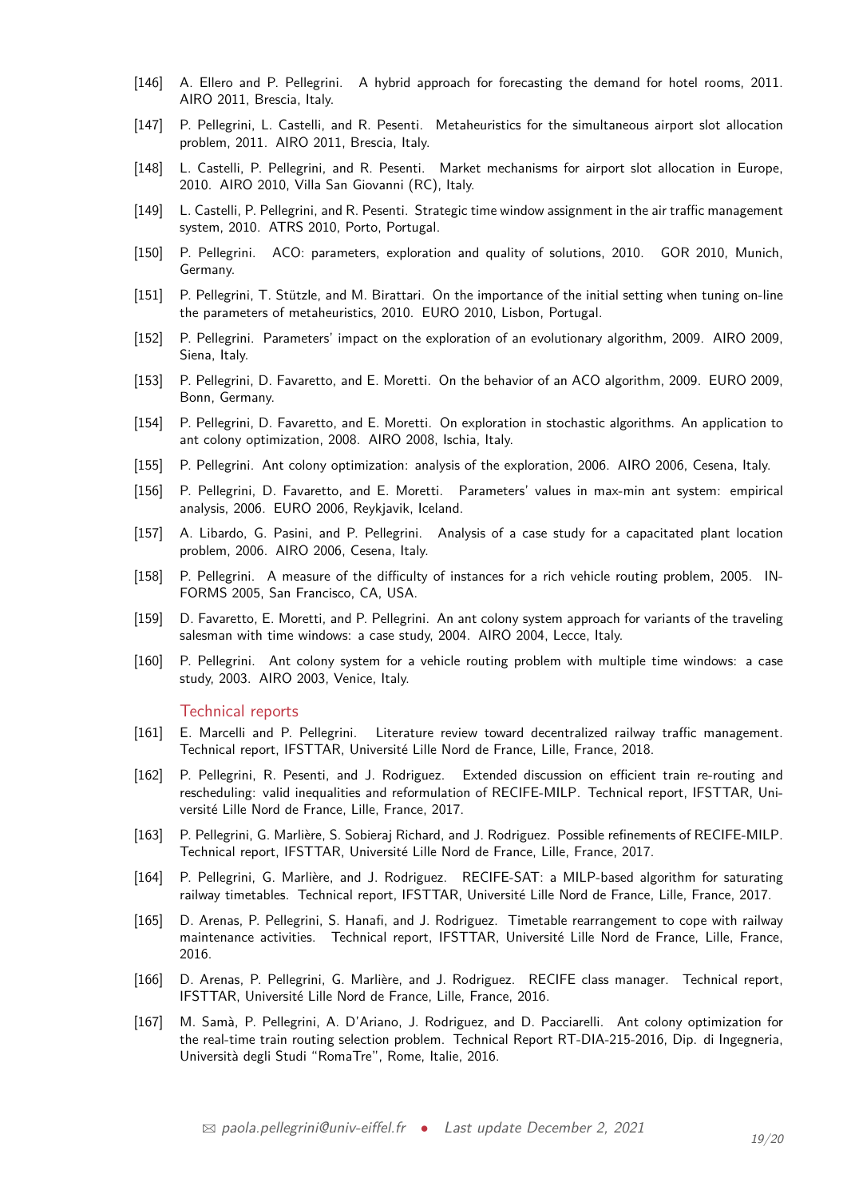[146] A. Ellero and P. Pellegrini. A hybrid approach for forecasting the demand for hotel rooms, 2011. AIRO 2011, Brescia, Italy.

[147] P. Pellegrini, L. Castelli, and R. Pesenti. Metaheuristics for the simultaneous airport slot allocation problem, 2011. AIRO 2011, Brescia, Italy.

[148] L. Castelli, P. Pellegrini, and R. Pesenti. Market mechanisms for airport slot allocation in Europe, 2010. AIRO 2010, Villa San Giovanni (RC), Italy.

[149] L. Castelli, P. Pellegrini, and R. Pesenti. Strategic time window assignment in the air traffic management system, 2010. ATRS 2010, Porto, Portugal.

[150] P. Pellegrini. ACO: parameters, exploration and quality of solutions, 2010. GOR 2010, Munich, Germany.

[151] P. Pellegrini, T. Stützle, and M. Birattari. On the importance of the initial setting when tuning on-line the parameters of metaheuristics, 2010. EURO 2010, Lisbon, Portugal.

[152] P. Pellegrini. Parameters' impact on the exploration of an evolutionary algorithm, 2009. AIRO 2009, Siena, Italy.

[153] P. Pellegrini, D. Favaretto, and E. Moretti. On the behavior of an ACO algorithm, 2009. EURO 2009, Bonn, Germany.

[154] P. Pellegrini, D. Favaretto, and E. Moretti. On exploration in stochastic algorithms. An application to ant colony optimization, 2008. AIRO 2008, Ischia, Italy.

[155] P. Pellegrini. Ant colony optimization: analysis of the exploration, 2006. AIRO 2006, Cesena, Italy.

[156] P. Pellegrini, D. Favaretto, and E. Moretti. Parameters' values in max-min ant system: empirical analysis, 2006. EURO 2006, Reykjavik, Iceland.

[157] A. Libardo, G. Pasini, and P. Pellegrini. Analysis of a case study for a capacitated plant location problem, 2006. AIRO 2006, Cesena, Italy.

[158] P. Pellegrini. A measure of the difficulty of instances for a rich vehicle routing problem, 2005. INFORMS 2005, San Francisco, CA, USA.

[159] D. Favaretto, E. Moretti, and P. Pellegrini. An ant colony system approach for variants of the traveling salesman with time windows: a case study, 2004. AIRO 2004, Lecce, Italy.

[160] P. Pellegrini. Ant colony system for a vehicle routing problem with multiple time windows: a case study, 2003. AIRO 2003, Venice, Italy.

## Technical reports

[161] E. Marcelli and P. Pellegrini. Literature review toward decentralized railway traffic management. Technical report, IFSTTAR, Université Lille Nord de France, Lille, France, 2018.

[162] P. Pellegrini, R. Pesenti, and J. Rodriguez. Extended discussion on efficient train re-routing and rescheduling: valid inequalities and reformulation of RECIFE-MILP. Technical report, IFSTTAR, Université Lille Nord de France, Lille, France, 2017.

[163] P. Pellegrini, G. Marlière, S. Sobieraj Richard, and J. Rodriguez. Possible refinements of RECIFE-MILP. Technical report, IFSTTAR, Université Lille Nord de France, Lille, France, 2017.

[164] P. Pellegrini, G. Marlière, and J. Rodriguez. RECIFE-SAT: a MILP-based algorithm for saturating railway timetables. Technical report, IFSTTAR, Université Lille Nord de France, Lille, France, 2017.

[165] D. Arenas, P. Pellegrini, S. Hanafi, and J. Rodriguez. Timetable rearrangement to cope with railway maintenance activities. Technical report, IFSTTAR, Université Lille Nord de France, Lille, France, 2016.

[166] D. Arenas, P. Pellegrini, G. Marlière, and J. Rodriguez. RECIFE class manager. Technical report, IFSTTAR, Université Lille Nord de France, Lille, France, 2016.

[167] M. Samà, P. Pellegrini, A. D'Ariano, J. Rodriguez, and D. Pacciarelli. Ant colony optimization for the real-time train routing selection problem. Technical Report RT-DIA-215-2016, Dip. di Ingegneria, Università degli Studi "RomaTre", Rome, Italie, 2016.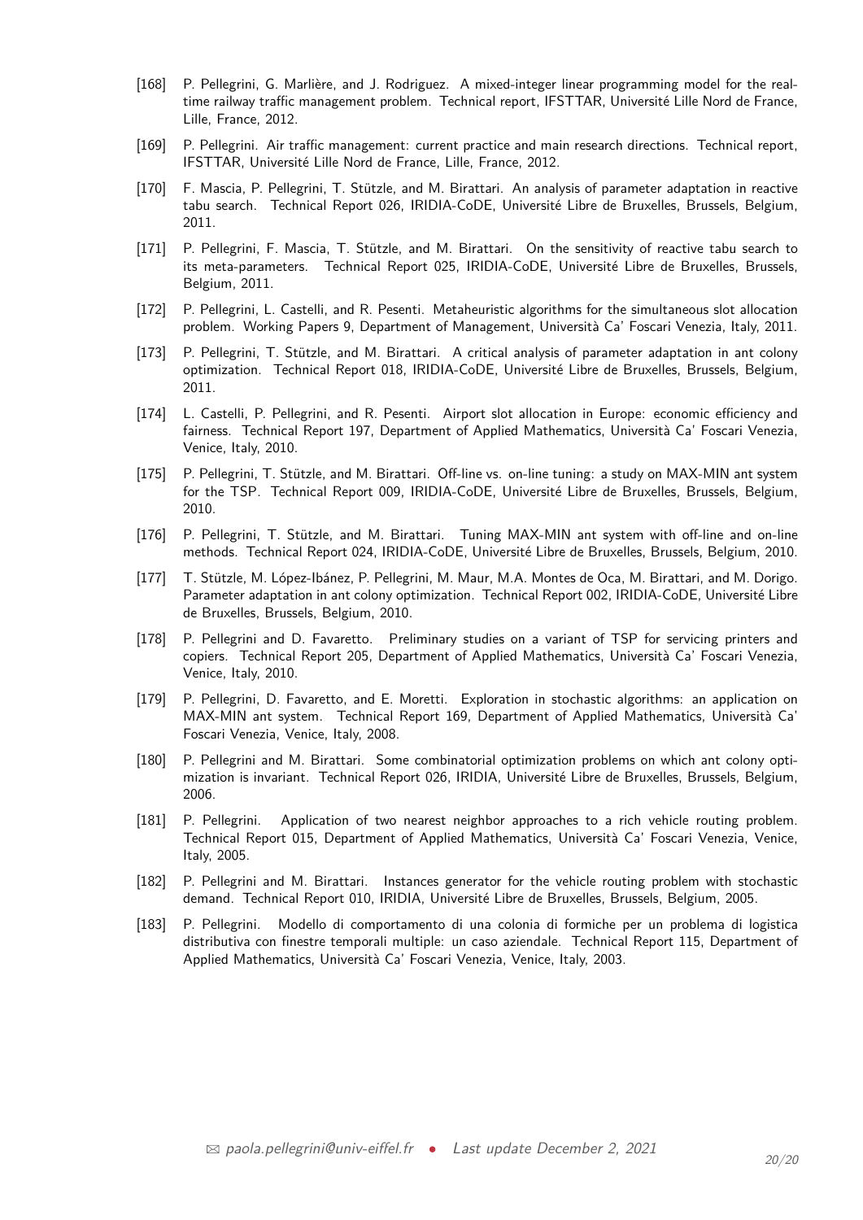[168] P. Pellegrini, G. Marlière, and J. Rodriguez. A mixed-integer linear programming model for the real-time railway traffic management problem. Technical report, IFSTTAR, Université Lille Nord de France, Lille, France, 2012.

[169] P. Pellegrini. Air traffic management: current practice and main research directions. Technical report, IFSTTAR, Université Lille Nord de France, Lille, France, 2012.

[170] F. Mascia, P. Pellegrini, T. Stützle, and M. Birattari. An analysis of parameter adaptation in reactive tabu search. Technical Report 026, IRIDIA-CoDE, Université Libre de Bruxelles, Brussels, Belgium, 2011.

[171] P. Pellegrini, F. Mascia, T. Stützle, and M. Birattari. On the sensitivity of reactive tabu search to its meta-parameters. Technical Report 025, IRIDIA-CoDE, Université Libre de Bruxelles, Brussels, Belgium, 2011.

[172] P. Pellegrini, L. Castelli, and R. Pesenti. Metaheuristic algorithms for the simultaneous slot allocation problem. Working Papers 9, Department of Management, Università Ca' Foscari Venezia, Italy, 2011.

[173] P. Pellegrini, T. Stützle, and M. Birattari. A critical analysis of parameter adaptation in ant colony optimization. Technical Report 018, IRIDIA-CoDE, Université Libre de Bruxelles, Brussels, Belgium, 2011.

[174] L. Castelli, P. Pellegrini, and R. Pesenti. Airport slot allocation in Europe: economic efficiency and fairness. Technical Report 197, Department of Applied Mathematics, Università Ca' Foscari Venezia, Venice, Italy, 2010.

[175] P. Pellegrini, T. Stützle, and M. Birattari. Off-line vs. on-line tuning: a study on MAX-MIN ant system for the TSP. Technical Report 009, IRIDIA-CoDE, Université Libre de Bruxelles, Brussels, Belgium, 2010.

[176] P. Pellegrini, T. Stützle, and M. Birattari. Tuning MAX-MIN ant system with off-line and on-line methods. Technical Report 024, IRIDIA-CoDE, Université Libre de Bruxelles, Brussels, Belgium, 2010.

[177] T. Stützle, M. López-Ibánez, P. Pellegrini, M. Maur, M.A. Montes de Oca, M. Birattari, and M. Dorigo. Parameter adaptation in ant colony optimization. Technical Report 002, IRIDIA-CoDE, Université Libre de Bruxelles, Brussels, Belgium, 2010.

[178] P. Pellegrini and D. Favaretto. Preliminary studies on a variant of TSP for servicing printers and copiers. Technical Report 205, Department of Applied Mathematics, Università Ca' Foscari Venezia, Venice, Italy, 2010.

[179] P. Pellegrini, D. Favaretto, and E. Moretti. Exploration in stochastic algorithms: an application on MAX-MIN ant system. Technical Report 169, Department of Applied Mathematics, Università Ca' Foscari Venezia, Venice, Italy, 2008.

[180] P. Pellegrini and M. Birattari. Some combinatorial optimization problems on which ant colony optimization is invariant. Technical Report 026, IRIDIA, Université Libre de Bruxelles, Brussels, Belgium, 2006.

[181] P. Pellegrini. Application of two nearest neighbor approaches to a rich vehicle routing problem. Technical Report 015, Department of Applied Mathematics, Università Ca' Foscari Venezia, Venice, Italy, 2005.

[182] P. Pellegrini and M. Birattari. Instances generator for the vehicle routing problem with stochastic demand. Technical Report 010, IRIDIA, Université Libre de Bruxelles, Brussels, Belgium, 2005.

[183] P. Pellegrini. Modello di comportamento di una colonia di formiche per un problema di logistica distributiva con finestre temporali multiple: un caso aziendale. Technical Report 115, Department of Applied Mathematics, Università Ca' Foscari Venezia, Venice, Italy, 2003.

✉ *paola.pellegrini@univ-eiffel.fr* • *Last update December 2, 2021*